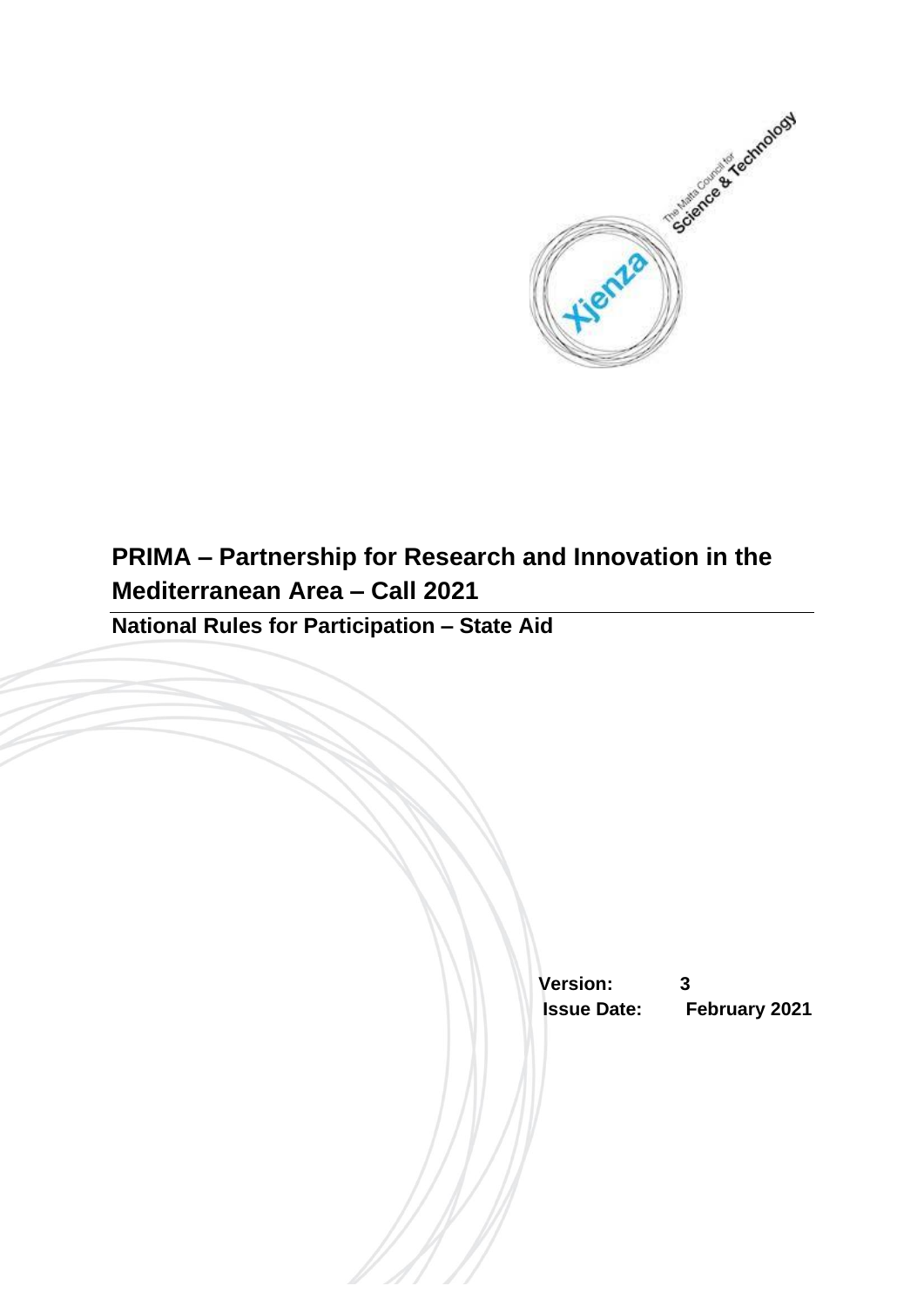# PRIMA – Partnership for Research and Innovation in the Mediterranean Area – Call 2021

## National Rules for Participation – State Aid

**Version:** 3

**Issue Date:** February 2021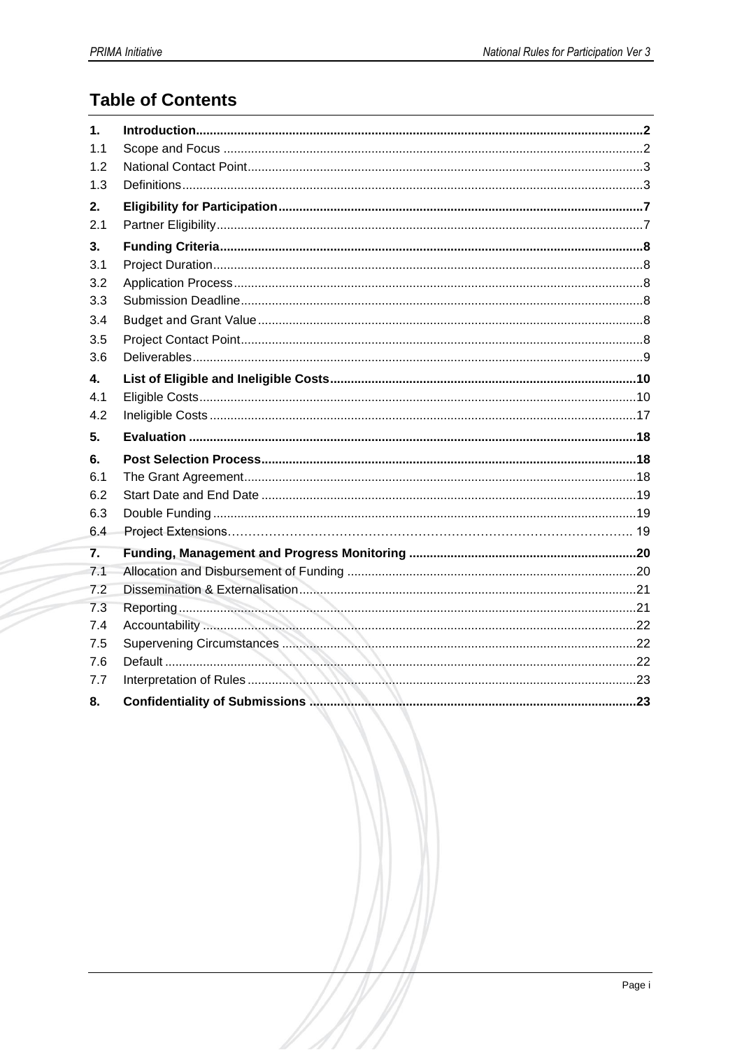# Table of Contents

| | | |
|---|---|---|
| **1.** | **Introduction** | **2** |
| 1.1 | Scope and Focus | 2 |
| 1.2 | National Contact Point | 3 |
| 1.3 | Definitions | 3 |
| **2.** | **Eligibility for Participation** | **7** |
| 2.1 | Partner Eligibility | 7 |
| **3.** | **Funding Criteria** | **8** |
| 3.1 | Project Duration | 8 |
| 3.2 | Application Process | 8 |
| 3.3 | Submission Deadline | 8 |
| 3.4 | Budget and Grant Value | 8 |
| 3.5 | Project Contact Point | 8 |
| 3.6 | Deliverables | 9 |
| **4.** | **List of Eligible and Ineligible Costs** | **10** |
| 4.1 | Eligible Costs | 10 |
| 4.2 | Ineligible Costs | 17 |
| **5.** | **Evaluation** | **18** |
| **6.** | **Post Selection Process** | **18** |
| 6.1 | The Grant Agreement | 18 |
| 6.2 | Start Date and End Date | 19 |
| 6.3 | Double Funding | 19 |
| 6.4 | Project Extensions | 19 |
| **7.** | **Funding, Management and Progress Monitoring** | **20** |
| 7.1 | Allocation and Disbursement of Funding | 20 |
| 7.2 | Dissemination & Externalisation | 21 |
| 7.3 | Reporting | 21 |
| 7.4 | Accountability | 22 |
| 7.5 | Supervening Circumstances | 22 |
| 7.6 | Default | 22 |
| 7.7 | Interpretation of Rules | 23 |
| **8.** | **Confidentiality of Submissions** | **23** |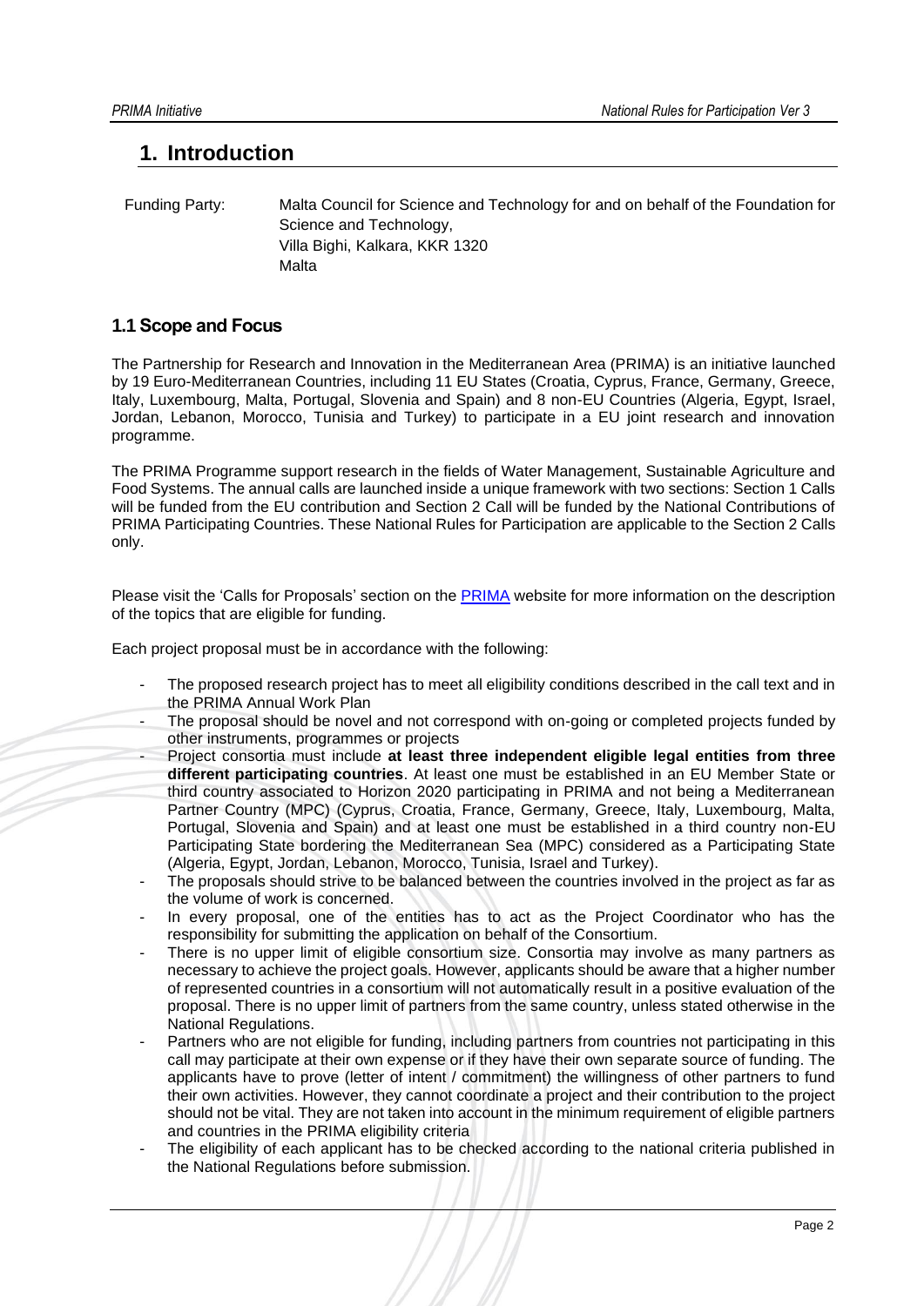# 1. Introduction

Funding Party: Malta Council for Science and Technology for and on behalf of the Foundation for Science and Technology,
Villa Bighi, Kalkara, KKR 1320
Malta

## 1.1 Scope and Focus

The Partnership for Research and Innovation in the Mediterranean Area (PRIMA) is an initiative launched by 19 Euro-Mediterranean Countries, including 11 EU States (Croatia, Cyprus, France, Germany, Greece, Italy, Luxembourg, Malta, Portugal, Slovenia and Spain) and 8 non-EU Countries (Algeria, Egypt, Israel, Jordan, Lebanon, Morocco, Tunisia and Turkey) to participate in a EU joint research and innovation programme.

The PRIMA Programme support research in the fields of Water Management, Sustainable Agriculture and Food Systems. The annual calls are launched inside a unique framework with two sections: Section 1 Calls will be funded from the EU contribution and Section 2 Call will be funded by the National Contributions of PRIMA Participating Countries. These National Rules for Participation are applicable to the Section 2 Calls only.

Please visit the 'Calls for Proposals' section on the PRIMA website for more information on the description of the topics that are eligible for funding.

Each project proposal must be in accordance with the following:

- The proposed research project has to meet all eligibility conditions described in the call text and in the PRIMA Annual Work Plan
- The proposal should be novel and not correspond with on-going or completed projects funded by other instruments, programmes or projects
- Project consortia must include **at least three independent eligible legal entities from three different participating countries**. At least one must be established in an EU Member State or third country associated to Horizon 2020 participating in PRIMA and not being a Mediterranean Partner Country (MPC) (Cyprus, Croatia, France, Germany, Greece, Italy, Luxembourg, Malta, Portugal, Slovenia and Spain) and at least one must be established in a third country non-EU Participating State bordering the Mediterranean Sea (MPC) considered as a Participating State (Algeria, Egypt, Jordan, Lebanon, Morocco, Tunisia, Israel and Turkey).
- The proposals should strive to be balanced between the countries involved in the project as far as the volume of work is concerned.
- In every proposal, one of the entities has to act as the Project Coordinator who has the responsibility for submitting the application on behalf of the Consortium.
- There is no upper limit of eligible consortium size. Consortia may involve as many partners as necessary to achieve the project goals. However, applicants should be aware that a higher number of represented countries in a consortium will not automatically result in a positive evaluation of the proposal. There is no upper limit of partners from the same country, unless stated otherwise in the National Regulations.
- Partners who are not eligible for funding, including partners from countries not participating in this call may participate at their own expense or if they have their own separate source of funding. The applicants have to prove (letter of intent / commitment) the willingness of other partners to fund their own activities. However, they cannot coordinate a project and their contribution to the project should not be vital. They are not taken into account in the minimum requirement of eligible partners and countries in the PRIMA eligibility criteria
- The eligibility of each applicant has to be checked according to the national criteria published in the National Regulations before submission.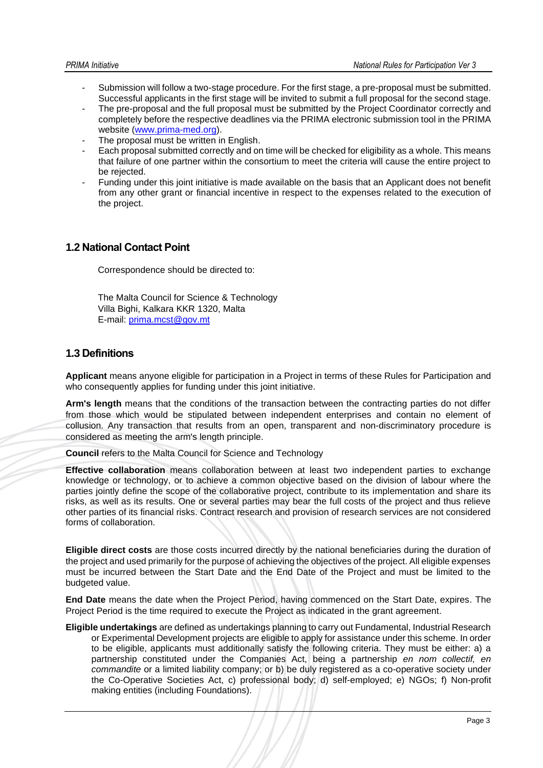- Submission will follow a two-stage procedure. For the first stage, a pre-proposal must be submitted. Successful applicants in the first stage will be invited to submit a full proposal for the second stage.
- The pre-proposal and the full proposal must be submitted by the Project Coordinator correctly and completely before the respective deadlines via the PRIMA electronic submission tool in the PRIMA website (www.prima-med.org).
- The proposal must be written in English.
- Each proposal submitted correctly and on time will be checked for eligibility as a whole. This means that failure of one partner within the consortium to meet the criteria will cause the entire project to be rejected.
- Funding under this joint initiative is made available on the basis that an Applicant does not benefit from any other grant or financial incentive in respect to the expenses related to the execution of the project.

## 1.2 National Contact Point

Correspondence should be directed to:

The Malta Council for Science & Technology
Villa Bighi, Kalkara KKR 1320, Malta
E-mail: prima.mcst@gov.mt

## 1.3 Definitions

**Applicant** means anyone eligible for participation in a Project in terms of these Rules for Participation and who consequently applies for funding under this joint initiative.

**Arm's length** means that the conditions of the transaction between the contracting parties do not differ from those which would be stipulated between independent enterprises and contain no element of collusion. Any transaction that results from an open, transparent and non-discriminatory procedure is considered as meeting the arm's length principle.

**Council** refers to the Malta Council for Science and Technology

**Effective collaboration** means collaboration between at least two independent parties to exchange knowledge or technology, or to achieve a common objective based on the division of labour where the parties jointly define the scope of the collaborative project, contribute to its implementation and share its risks, as well as its results. One or several parties may bear the full costs of the project and thus relieve other parties of its financial risks. Contract research and provision of research services are not considered forms of collaboration.

**Eligible direct costs** are those costs incurred directly by the national beneficiaries during the duration of the project and used primarily for the purpose of achieving the objectives of the project. All eligible expenses must be incurred between the Start Date and the End Date of the Project and must be limited to the budgeted value.

**End Date** means the date when the Project Period, having commenced on the Start Date, expires. The Project Period is the time required to execute the Project as indicated in the grant agreement.

**Eligible undertakings** are defined as undertakings planning to carry out Fundamental, Industrial Research or Experimental Development projects are eligible to apply for assistance under this scheme. In order to be eligible, applicants must additionally satisfy the following criteria. They must be either: a) a partnership constituted under the Companies Act, being a partnership *en nom collectif, en commandite* or a limited liability company; or b) be duly registered as a co-operative society under the Co-Operative Societies Act, c) professional body; d) self-employed; e) NGOs; f) Non-profit making entities (including Foundations).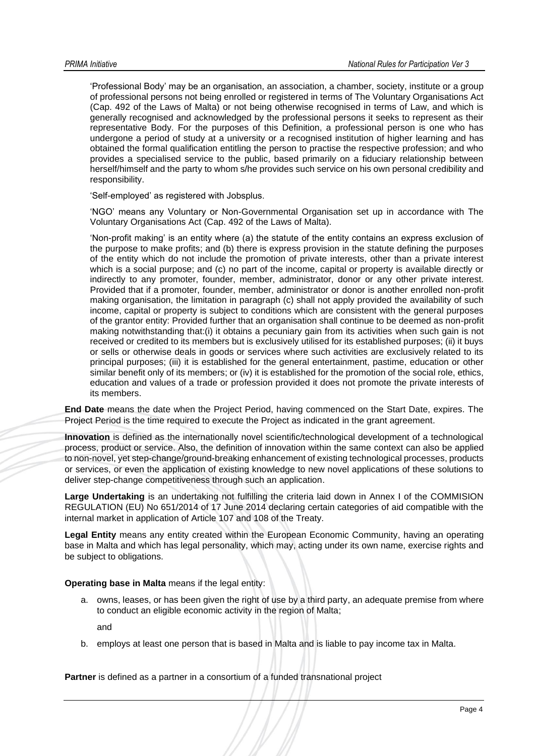'Professional Body' may be an organisation, an association, a chamber, society, institute or a group of professional persons not being enrolled or registered in terms of The Voluntary Organisations Act (Cap. 492 of the Laws of Malta) or not being otherwise recognised in terms of Law, and which is generally recognised and acknowledged by the professional persons it seeks to represent as their representative Body. For the purposes of this Definition, a professional person is one who has undergone a period of study at a university or a recognised institution of higher learning and has obtained the formal qualification entitling the person to practise the respective profession; and who provides a specialised service to the public, based primarily on a fiduciary relationship between herself/himself and the party to whom s/he provides such service on his own personal credibility and responsibility.

'Self-employed' as registered with Jobsplus.

'NGO' means any Voluntary or Non-Governmental Organisation set up in accordance with The Voluntary Organisations Act (Cap. 492 of the Laws of Malta).

'Non-profit making' is an entity where (a) the statute of the entity contains an express exclusion of the purpose to make profits; and (b) there is express provision in the statute defining the purposes of the entity which do not include the promotion of private interests, other than a private interest which is a social purpose; and (c) no part of the income, capital or property is available directly or indirectly to any promoter, founder, member, administrator, donor or any other private interest. Provided that if a promoter, founder, member, administrator or donor is another enrolled non-profit making organisation, the limitation in paragraph (c) shall not apply provided the availability of such income, capital or property is subject to conditions which are consistent with the general purposes of the grantor entity: Provided further that an organisation shall continue to be deemed as non-profit making notwithstanding that:(i) it obtains a pecuniary gain from its activities when such gain is not received or credited to its members but is exclusively utilised for its established purposes; (ii) it buys or sells or otherwise deals in goods or services where such activities are exclusively related to its principal purposes; (iii) it is established for the general entertainment, pastime, education or other similar benefit only of its members; or (iv) it is established for the promotion of the social role, ethics, education and values of a trade or profession provided it does not promote the private interests of its members.

**End Date** means the date when the Project Period, having commenced on the Start Date, expires. The Project Period is the time required to execute the Project as indicated in the grant agreement.

**Innovation** is defined as the internationally novel scientific/technological development of a technological process, product or service. Also, the definition of innovation within the same context can also be applied to non-novel, yet step-change/ground-breaking enhancement of existing technological processes, products or services, or even the application of existing knowledge to new novel applications of these solutions to deliver step-change competitiveness through such an application.

**Large Undertaking** is an undertaking not fulfilling the criteria laid down in Annex I of the COMMISION REGULATION (EU) No 651/2014 of 17 June 2014 declaring certain categories of aid compatible with the internal market in application of Article 107 and 108 of the Treaty.

**Legal Entity** means any entity created within the European Economic Community, having an operating base in Malta and which has legal personality, which may, acting under its own name, exercise rights and be subject to obligations.

**Operating base in Malta** means if the legal entity:

a. owns, leases, or has been given the right of use by a third party, an adequate premise from where to conduct an eligible economic activity in the region of Malta;

   and

b. employs at least one person that is based in Malta and is liable to pay income tax in Malta.

**Partner** is defined as a partner in a consortium of a funded transnational project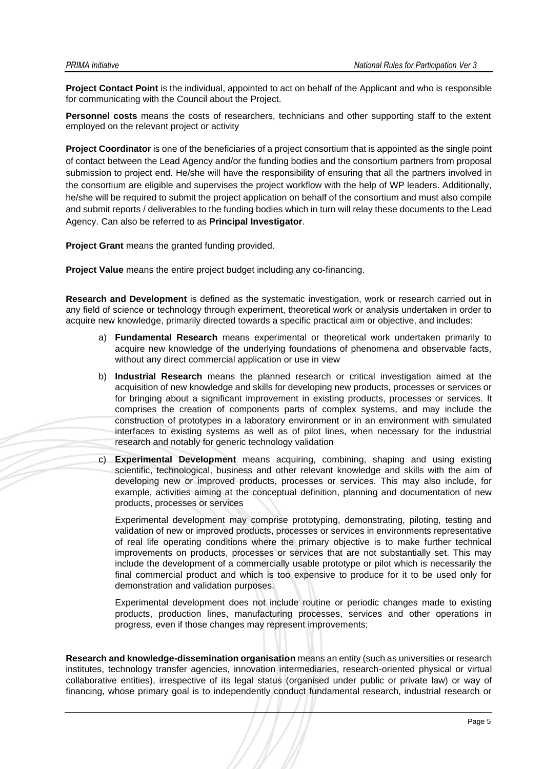**Project Contact Point** is the individual, appointed to act on behalf of the Applicant and who is responsible for communicating with the Council about the Project.

**Personnel costs** means the costs of researchers, technicians and other supporting staff to the extent employed on the relevant project or activity

**Project Coordinator** is one of the beneficiaries of a project consortium that is appointed as the single point of contact between the Lead Agency and/or the funding bodies and the consortium partners from proposal submission to project end. He/she will have the responsibility of ensuring that all the partners involved in the consortium are eligible and supervises the project workflow with the help of WP leaders. Additionally, he/she will be required to submit the project application on behalf of the consortium and must also compile and submit reports / deliverables to the funding bodies which in turn will relay these documents to the Lead Agency. Can also be referred to as **Principal Investigator**.

**Project Grant** means the granted funding provided.

**Project Value** means the entire project budget including any co-financing.

**Research and Development** is defined as the systematic investigation, work or research carried out in any field of science or technology through experiment, theoretical work or analysis undertaken in order to acquire new knowledge, primarily directed towards a specific practical aim or objective, and includes:

a) **Fundamental Research** means experimental or theoretical work undertaken primarily to acquire new knowledge of the underlying foundations of phenomena and observable facts, without any direct commercial application or use in view

b) **Industrial Research** means the planned research or critical investigation aimed at the acquisition of new knowledge and skills for developing new products, processes or services or for bringing about a significant improvement in existing products, processes or services. It comprises the creation of components parts of complex systems, and may include the construction of prototypes in a laboratory environment or in an environment with simulated interfaces to existing systems as well as of pilot lines, when necessary for the industrial research and notably for generic technology validation

c) **Experimental Development** means acquiring, combining, shaping and using existing scientific, technological, business and other relevant knowledge and skills with the aim of developing new or improved products, processes or services. This may also include, for example, activities aiming at the conceptual definition, planning and documentation of new products, processes or services

   Experimental development may comprise prototyping, demonstrating, piloting, testing and validation of new or improved products, processes or services in environments representative of real life operating conditions where the primary objective is to make further technical improvements on products, processes or services that are not substantially set. This may include the development of a commercially usable prototype or pilot which is necessarily the final commercial product and which is too expensive to produce for it to be used only for demonstration and validation purposes.

   Experimental development does not include routine or periodic changes made to existing products, production lines, manufacturing processes, services and other operations in progress, even if those changes may represent improvements;

**Research and knowledge-dissemination organisation** means an entity (such as universities or research institutes, technology transfer agencies, innovation intermediaries, research-oriented physical or virtual collaborative entities), irrespective of its legal status (organised under public or private law) or way of financing, whose primary goal is to independently conduct fundamental research, industrial research or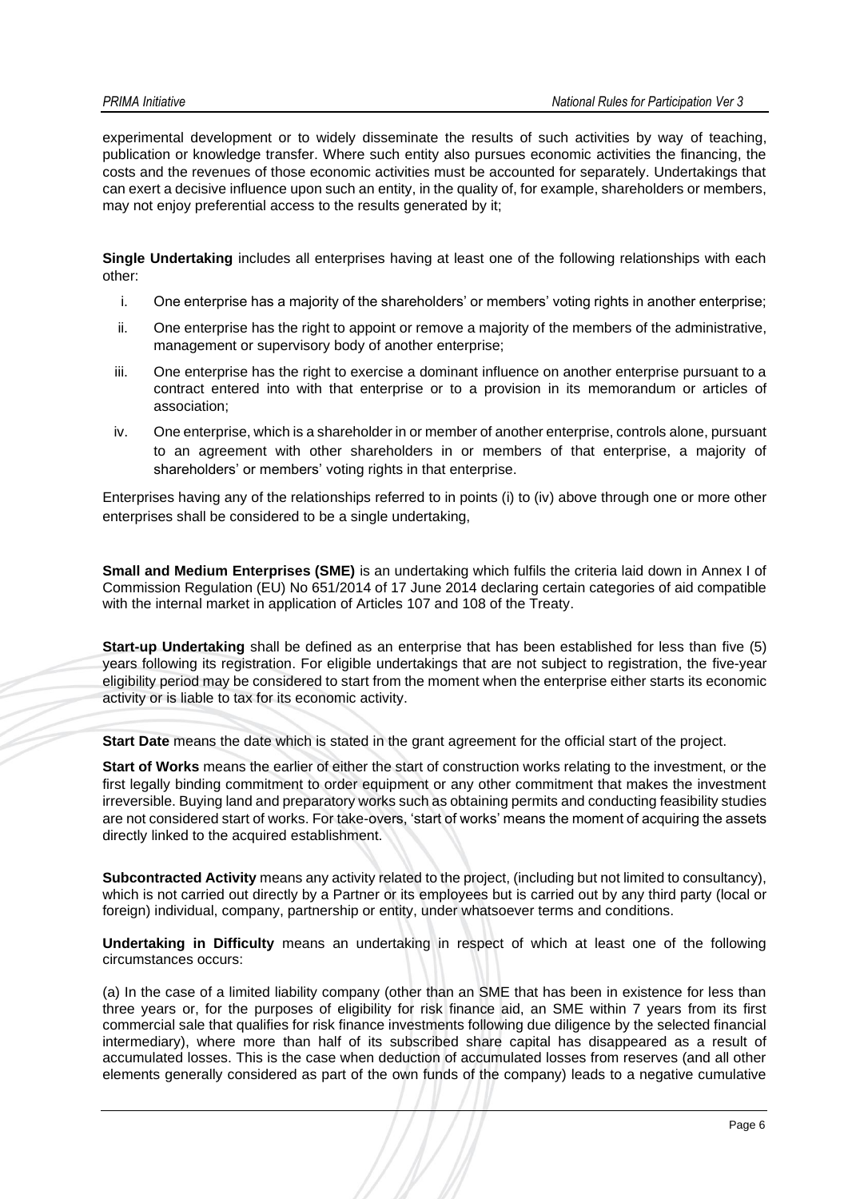experimental development or to widely disseminate the results of such activities by way of teaching, publication or knowledge transfer. Where such entity also pursues economic activities the financing, the costs and the revenues of those economic activities must be accounted for separately. Undertakings that can exert a decisive influence upon such an entity, in the quality of, for example, shareholders or members, may not enjoy preferential access to the results generated by it;

**Single Undertaking** includes all enterprises having at least one of the following relationships with each other:

i. One enterprise has a majority of the shareholders' or members' voting rights in another enterprise;

ii. One enterprise has the right to appoint or remove a majority of the members of the administrative, management or supervisory body of another enterprise;

iii. One enterprise has the right to exercise a dominant influence on another enterprise pursuant to a contract entered into with that enterprise or to a provision in its memorandum or articles of association;

iv. One enterprise, which is a shareholder in or member of another enterprise, controls alone, pursuant to an agreement with other shareholders in or members of that enterprise, a majority of shareholders' or members' voting rights in that enterprise.

Enterprises having any of the relationships referred to in points (i) to (iv) above through one or more other enterprises shall be considered to be a single undertaking,

**Small and Medium Enterprises (SME)** is an undertaking which fulfils the criteria laid down in Annex I of Commission Regulation (EU) No 651/2014 of 17 June 2014 declaring certain categories of aid compatible with the internal market in application of Articles 107 and 108 of the Treaty.

**Start-up Undertaking** shall be defined as an enterprise that has been established for less than five (5) years following its registration. For eligible undertakings that are not subject to registration, the five-year eligibility period may be considered to start from the moment when the enterprise either starts its economic activity or is liable to tax for its economic activity.

**Start Date** means the date which is stated in the grant agreement for the official start of the project.

**Start of Works** means the earlier of either the start of construction works relating to the investment, or the first legally binding commitment to order equipment or any other commitment that makes the investment irreversible. Buying land and preparatory works such as obtaining permits and conducting feasibility studies are not considered start of works. For take-overs, 'start of works' means the moment of acquiring the assets directly linked to the acquired establishment.

**Subcontracted Activity** means any activity related to the project, (including but not limited to consultancy), which is not carried out directly by a Partner or its employees but is carried out by any third party (local or foreign) individual, company, partnership or entity, under whatsoever terms and conditions.

**Undertaking in Difficulty** means an undertaking in respect of which at least one of the following circumstances occurs:

(a) In the case of a limited liability company (other than an SME that has been in existence for less than three years or, for the purposes of eligibility for risk finance aid, an SME within 7 years from its first commercial sale that qualifies for risk finance investments following due diligence by the selected financial intermediary), where more than half of its subscribed share capital has disappeared as a result of accumulated losses. This is the case when deduction of accumulated losses from reserves (and all other elements generally considered as part of the own funds of the company) leads to a negative cumulative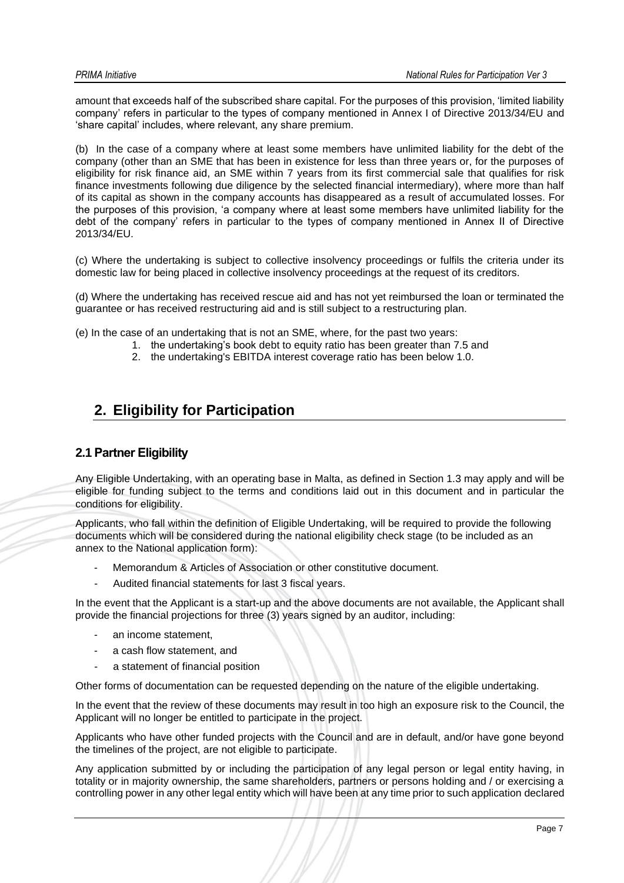amount that exceeds half of the subscribed share capital. For the purposes of this provision, 'limited liability company' refers in particular to the types of company mentioned in Annex I of Directive 2013/34/EU and 'share capital' includes, where relevant, any share premium.

(b) In the case of a company where at least some members have unlimited liability for the debt of the company (other than an SME that has been in existence for less than three years or, for the purposes of eligibility for risk finance aid, an SME within 7 years from its first commercial sale that qualifies for risk finance investments following due diligence by the selected financial intermediary), where more than half of its capital as shown in the company accounts has disappeared as a result of accumulated losses. For the purposes of this provision, 'a company where at least some members have unlimited liability for the debt of the company' refers in particular to the types of company mentioned in Annex II of Directive 2013/34/EU.

(c) Where the undertaking is subject to collective insolvency proceedings or fulfils the criteria under its domestic law for being placed in collective insolvency proceedings at the request of its creditors.

(d) Where the undertaking has received rescue aid and has not yet reimbursed the loan or terminated the guarantee or has received restructuring aid and is still subject to a restructuring plan.

(e) In the case of an undertaking that is not an SME, where, for the past two years:

1. the undertaking's book debt to equity ratio has been greater than 7.5 and
2. the undertaking's EBITDA interest coverage ratio has been below 1.0.

# 2. Eligibility for Participation

## 2.1 Partner Eligibility

Any Eligible Undertaking, with an operating base in Malta, as defined in Section 1.3 may apply and will be eligible for funding subject to the terms and conditions laid out in this document and in particular the conditions for eligibility.

Applicants, who fall within the definition of Eligible Undertaking, will be required to provide the following documents which will be considered during the national eligibility check stage (to be included as an annex to the National application form):

- Memorandum & Articles of Association or other constitutive document.
- Audited financial statements for last 3 fiscal years.

In the event that the Applicant is a start-up and the above documents are not available, the Applicant shall provide the financial projections for three (3) years signed by an auditor, including:

- an income statement,
- a cash flow statement, and
- a statement of financial position

Other forms of documentation can be requested depending on the nature of the eligible undertaking.

In the event that the review of these documents may result in too high an exposure risk to the Council, the Applicant will no longer be entitled to participate in the project.

Applicants who have other funded projects with the Council and are in default, and/or have gone beyond the timelines of the project, are not eligible to participate.

Any application submitted by or including the participation of any legal person or legal entity having, in totality or in majority ownership, the same shareholders, partners or persons holding and / or exercising a controlling power in any other legal entity which will have been at any time prior to such application declared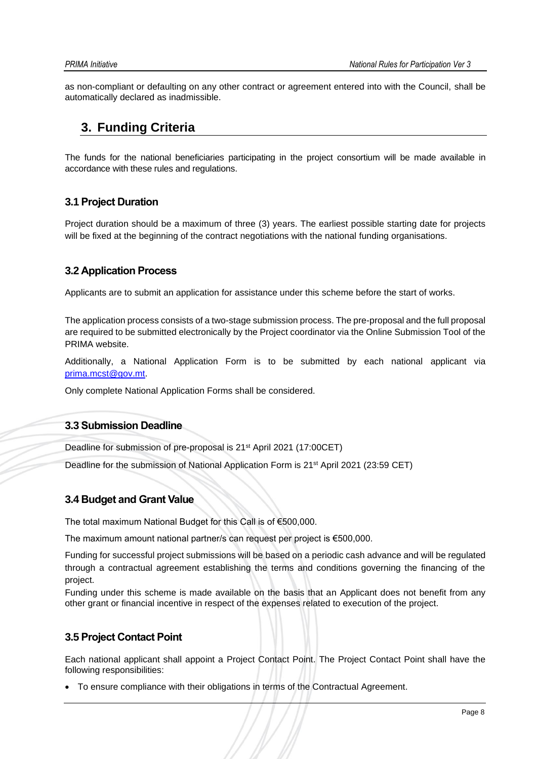as non-compliant or defaulting on any other contract or agreement entered into with the Council, shall be automatically declared as inadmissible.

# 3. Funding Criteria

The funds for the national beneficiaries participating in the project consortium will be made available in accordance with these rules and regulations.

## 3.1 Project Duration

Project duration should be a maximum of three (3) years. The earliest possible starting date for projects will be fixed at the beginning of the contract negotiations with the national funding organisations.

## 3.2 Application Process

Applicants are to submit an application for assistance under this scheme before the start of works.

The application process consists of a two-stage submission process. The pre-proposal and the full proposal are required to be submitted electronically by the Project coordinator via the Online Submission Tool of the PRIMA website.

Additionally, a National Application Form is to be submitted by each national applicant via [prima.mcst@gov.mt](mailto:prima.mcst@gov.mt).

Only complete National Application Forms shall be considered.

## 3.3 Submission Deadline

Deadline for submission of pre-proposal is 21st April 2021 (17:00CET)

Deadline for the submission of National Application Form is 21st April 2021 (23:59 CET)

## 3.4 Budget and Grant Value

The total maximum National Budget for this Call is of €500,000.

The maximum amount national partner/s can request per project is €500,000.

Funding for successful project submissions will be based on a periodic cash advance and will be regulated through a contractual agreement establishing the terms and conditions governing the financing of the project.

Funding under this scheme is made available on the basis that an Applicant does not benefit from any other grant or financial incentive in respect of the expenses related to execution of the project.

## 3.5 Project Contact Point

Each national applicant shall appoint a Project Contact Point. The Project Contact Point shall have the following responsibilities:

- To ensure compliance with their obligations in terms of the Contractual Agreement.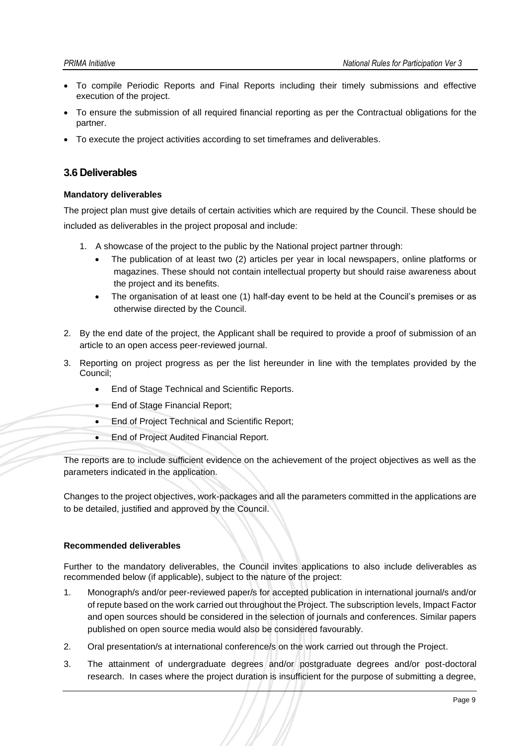- To compile Periodic Reports and Final Reports including their timely submissions and effective execution of the project.
- To ensure the submission of all required financial reporting as per the Contractual obligations for the partner.
- To execute the project activities according to set timeframes and deliverables.

## 3.6 Deliverables

**Mandatory deliverables**

The project plan must give details of certain activities which are required by the Council. These should be included as deliverables in the project proposal and include:

1. A showcase of the project to the public by the National project partner through:
   - The publication of at least two (2) articles per year in local newspapers, online platforms or magazines. These should not contain intellectual property but should raise awareness about the project and its benefits.
   - The organisation of at least one (1) half-day event to be held at the Council's premises or as otherwise directed by the Council.
2. By the end date of the project, the Applicant shall be required to provide a proof of submission of an article to an open access peer-reviewed journal.
3. Reporting on project progress as per the list hereunder in line with the templates provided by the Council;
   - End of Stage Technical and Scientific Reports.
   - End of Stage Financial Report;
   - End of Project Technical and Scientific Report;
   - End of Project Audited Financial Report.

The reports are to include sufficient evidence on the achievement of the project objectives as well as the parameters indicated in the application.

Changes to the project objectives, work-packages and all the parameters committed in the applications are to be detailed, justified and approved by the Council.

**Recommended deliverables**

Further to the mandatory deliverables, the Council invites applications to also include deliverables as recommended below (if applicable), subject to the nature of the project:

1. Monograph/s and/or peer-reviewed paper/s for accepted publication in international journal/s and/or of repute based on the work carried out throughout the Project. The subscription levels, Impact Factor and open sources should be considered in the selection of journals and conferences. Similar papers published on open source media would also be considered favourably.
2. Oral presentation/s at international conference/s on the work carried out through the Project.
3. The attainment of undergraduate degrees and/or postgraduate degrees and/or post-doctoral research. In cases where the project duration is insufficient for the purpose of submitting a degree,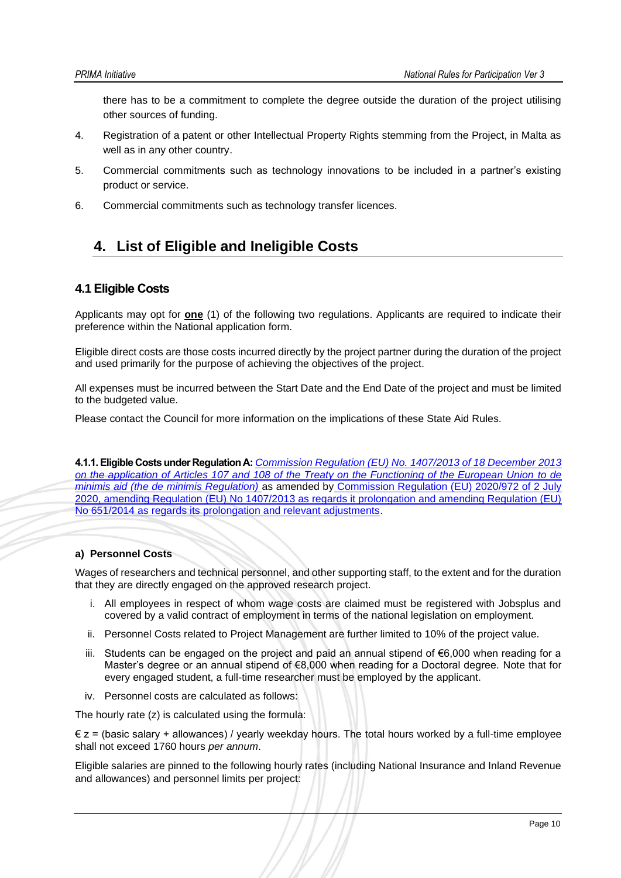there has to be a commitment to complete the degree outside the duration of the project utilising other sources of funding.

4. Registration of a patent or other Intellectual Property Rights stemming from the Project, in Malta as well as in any other country.
5. Commercial commitments such as technology innovations to be included in a partner's existing product or service.
6. Commercial commitments such as technology transfer licences.

# 4. List of Eligible and Ineligible Costs

## 4.1 Eligible Costs

Applicants may opt for **one** (1) of the following two regulations. Applicants are required to indicate their preference within the National application form.

Eligible direct costs are those costs incurred directly by the project partner during the duration of the project and used primarily for the purpose of achieving the objectives of the project.

All expenses must be incurred between the Start Date and the End Date of the project and must be limited to the budgeted value.

Please contact the Council for more information on the implications of these State Aid Rules.

**4.1.1. Eligible Costs under Regulation A:** *Commission Regulation (EU) No. 1407/2013 of 18 December 2013 on the application of Articles 107 and 108 of the Treaty on the Functioning of the European Union to de minimis aid (the de minimis Regulation)* as amended by Commission Regulation (EU) 2020/972 of 2 July 2020, amending Regulation (EU) No 1407/2013 as regards it prolongation and amending Regulation (EU) No 651/2014 as regards its prolongation and relevant adjustments.

#### a) Personnel Costs

Wages of researchers and technical personnel, and other supporting staff, to the extent and for the duration that they are directly engaged on the approved research project.

i. All employees in respect of whom wage costs are claimed must be registered with Jobsplus and covered by a valid contract of employment in terms of the national legislation on employment.
ii. Personnel Costs related to Project Management are further limited to 10% of the project value.
iii. Students can be engaged on the project and paid an annual stipend of €6,000 when reading for a Master's degree or an annual stipend of €8,000 when reading for a Doctoral degree. Note that for every engaged student, a full-time researcher must be employed by the applicant.
iv. Personnel costs are calculated as follows:

The hourly rate (z) is calculated using the formula:

€ z = (basic salary + allowances) / yearly weekday hours. The total hours worked by a full-time employee shall not exceed 1760 hours *per annum*.

Eligible salaries are pinned to the following hourly rates (including National Insurance and Inland Revenue and allowances) and personnel limits per project: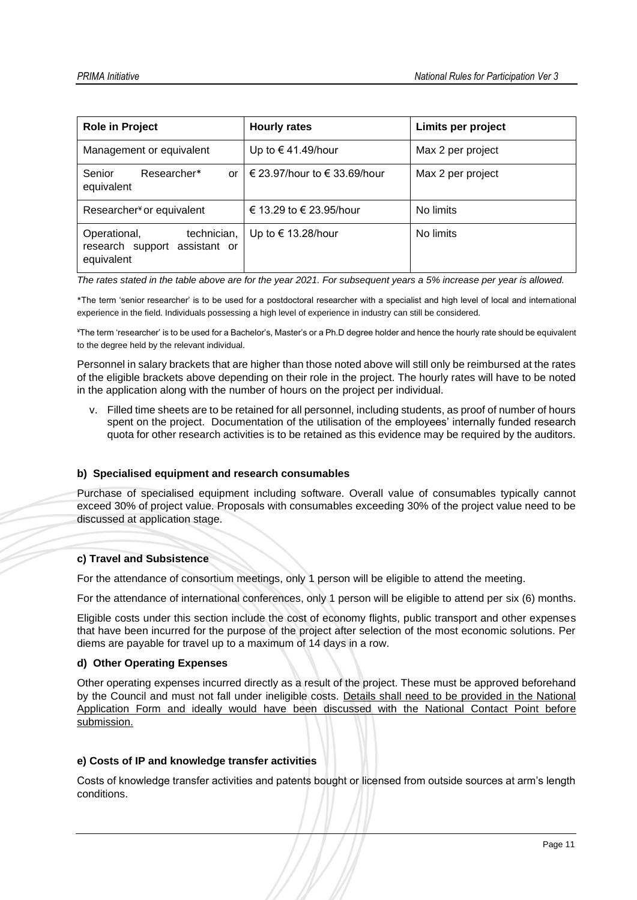| Role in Project | Hourly rates | Limits per project |
|---|---|---|
| Management or equivalent | Up to € 41.49/hour | Max 2 per project |
| Senior Researcher* or equivalent | € 23.97/hour to € 33.69/hour | Max 2 per project |
| Researcher¥ or equivalent | € 13.29 to € 23.95/hour | No limits |
| Operational, technician, research support assistant or equivalent | Up to € 13.28/hour | No limits |

*The rates stated in the table above are for the year 2021. For subsequent years a 5% increase per year is allowed.*

*The term 'senior researcher' is to be used for a postdoctoral researcher with a specialist and high level of local and international experience in the field. Individuals possessing a high level of experience in industry can still be considered.

¥The term 'researcher' is to be used for a Bachelor's, Master's or a Ph.D degree holder and hence the hourly rate should be equivalent to the degree held by the relevant individual.

Personnel in salary brackets that are higher than those noted above will still only be reimbursed at the rates of the eligible brackets above depending on their role in the project. The hourly rates will have to be noted in the application along with the number of hours on the project per individual.

v. Filled time sheets are to be retained for all personnel, including students, as proof of number of hours spent on the project. Documentation of the utilisation of the employees' internally funded research quota for other research activities is to be retained as this evidence may be required by the auditors.

#### b) Specialised equipment and research consumables

Purchase of specialised equipment including software. Overall value of consumables typically cannot exceed 30% of project value. Proposals with consumables exceeding 30% of the project value need to be discussed at application stage.

#### c) Travel and Subsistence

For the attendance of consortium meetings, only 1 person will be eligible to attend the meeting.

For the attendance of international conferences, only 1 person will be eligible to attend per six (6) months.

Eligible costs under this section include the cost of economy flights, public transport and other expenses that have been incurred for the purpose of the project after selection of the most economic solutions. Per diems are payable for travel up to a maximum of 14 days in a row.

#### d) Other Operating Expenses

Other operating expenses incurred directly as a result of the project. These must be approved beforehand by the Council and must not fall under ineligible costs. <u>Details shall need to be provided in the National Application Form and ideally would have been discussed with the National Contact Point before submission.</u>

#### e) Costs of IP and knowledge transfer activities

Costs of knowledge transfer activities and patents bought or licensed from outside sources at arm's length conditions.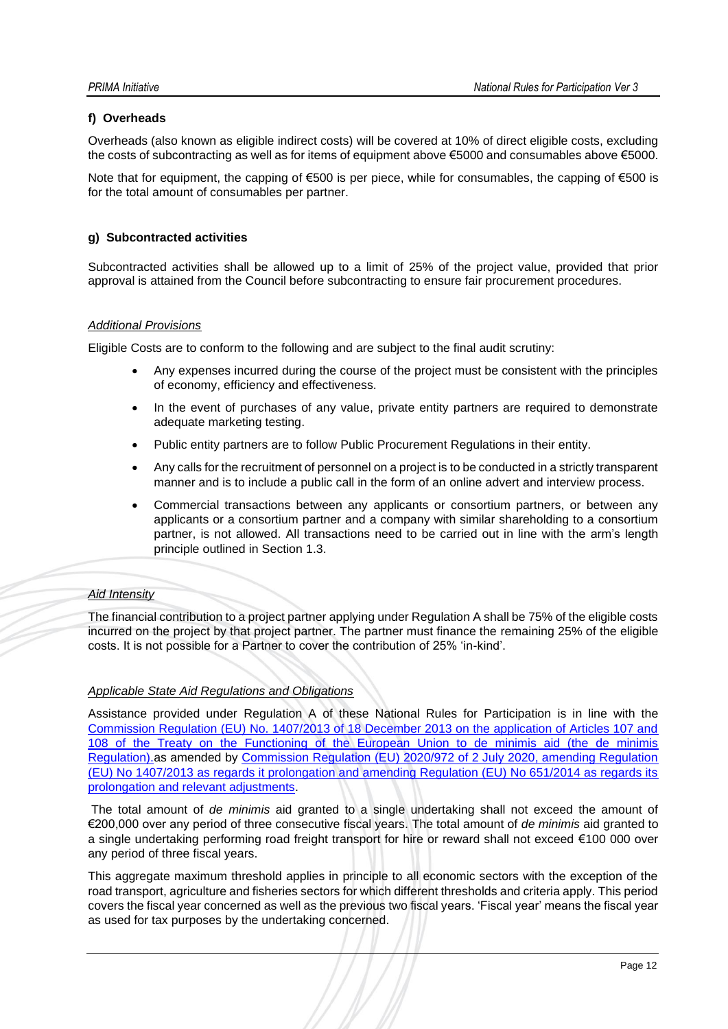#### f) Overheads

Overheads (also known as eligible indirect costs) will be covered at 10% of direct eligible costs, excluding the costs of subcontracting as well as for items of equipment above €5000 and consumables above €5000.

Note that for equipment, the capping of €500 is per piece, while for consumables, the capping of €500 is for the total amount of consumables per partner.

#### g) Subcontracted activities

Subcontracted activities shall be allowed up to a limit of 25% of the project value, provided that prior approval is attained from the Council before subcontracting to ensure fair procurement procedures.

*Additional Provisions*

Eligible Costs are to conform to the following and are subject to the final audit scrutiny:

- Any expenses incurred during the course of the project must be consistent with the principles of economy, efficiency and effectiveness.
- In the event of purchases of any value, private entity partners are required to demonstrate adequate marketing testing.
- Public entity partners are to follow Public Procurement Regulations in their entity.
- Any calls for the recruitment of personnel on a project is to be conducted in a strictly transparent manner and is to include a public call in the form of an online advert and interview process.
- Commercial transactions between any applicants or consortium partners, or between any applicants or a consortium partner and a company with similar shareholding to a consortium partner, is not allowed. All transactions need to be carried out in line with the arm's length principle outlined in Section 1.3.

*Aid Intensity*

The financial contribution to a project partner applying under Regulation A shall be 75% of the eligible costs incurred on the project by that project partner. The partner must finance the remaining 25% of the eligible costs. It is not possible for a Partner to cover the contribution of 25% 'in-kind'.

*Applicable State Aid Regulations and Obligations*

Assistance provided under Regulation A of these National Rules for Participation is in line with the Commission Regulation (EU) No. 1407/2013 of 18 December 2013 on the application of Articles 107 and 108 of the Treaty on the Functioning of the European Union to de minimis aid (the de minimis Regulation).as amended by Commission Regulation (EU) 2020/972 of 2 July 2020, amending Regulation (EU) No 1407/2013 as regards it prolongation and amending Regulation (EU) No 651/2014 as regards its prolongation and relevant adjustments.

The total amount of *de minimis* aid granted to a single undertaking shall not exceed the amount of €200,000 over any period of three consecutive fiscal years. The total amount of *de minimis* aid granted to a single undertaking performing road freight transport for hire or reward shall not exceed €100 000 over any period of three fiscal years.

This aggregate maximum threshold applies in principle to all economic sectors with the exception of the road transport, agriculture and fisheries sectors for which different thresholds and criteria apply. This period covers the fiscal year concerned as well as the previous two fiscal years. 'Fiscal year' means the fiscal year as used for tax purposes by the undertaking concerned.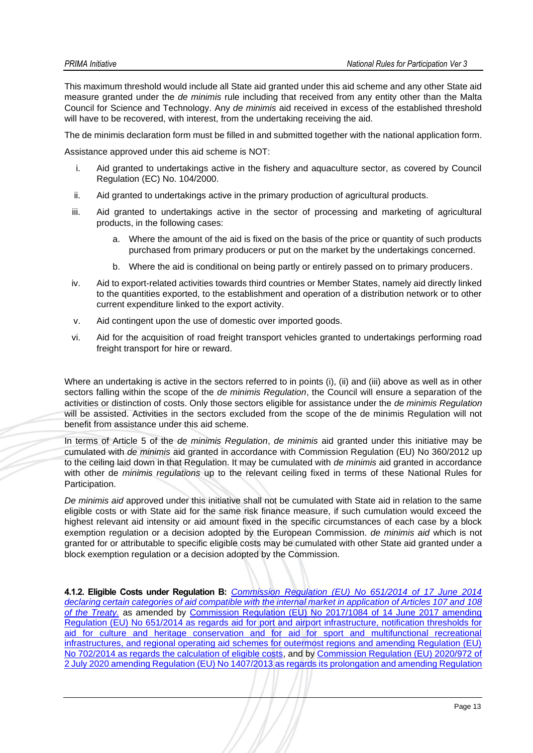This maximum threshold would include all State aid granted under this aid scheme and any other State aid measure granted under the *de minimis* rule including that received from any entity other than the Malta Council for Science and Technology. Any *de minimis* aid received in excess of the established threshold will have to be recovered, with interest, from the undertaking receiving the aid.

The de minimis declaration form must be filled in and submitted together with the national application form.

Assistance approved under this aid scheme is NOT:

i. Aid granted to undertakings active in the fishery and aquaculture sector, as covered by Council Regulation (EC) No. 104/2000.

ii. Aid granted to undertakings active in the primary production of agricultural products.

iii. Aid granted to undertakings active in the sector of processing and marketing of agricultural products, in the following cases:

   a. Where the amount of the aid is fixed on the basis of the price or quantity of such products purchased from primary producers or put on the market by the undertakings concerned.

   b. Where the aid is conditional on being partly or entirely passed on to primary producers.

iv. Aid to export-related activities towards third countries or Member States, namely aid directly linked to the quantities exported, to the establishment and operation of a distribution network or to other current expenditure linked to the export activity.

v. Aid contingent upon the use of domestic over imported goods.

vi. Aid for the acquisition of road freight transport vehicles granted to undertakings performing road freight transport for hire or reward.

Where an undertaking is active in the sectors referred to in points (i), (ii) and (iii) above as well as in other sectors falling within the scope of the *de minimis Regulation*, the Council will ensure a separation of the activities or distinction of costs. Only those sectors eligible for assistance under the *de minimis Regulation* will be assisted. Activities in the sectors excluded from the scope of the de minimis Regulation will not benefit from assistance under this aid scheme.

In terms of Article 5 of the *de minimis Regulation*, *de minimis* aid granted under this initiative may be cumulated with *de minimis* aid granted in accordance with Commission Regulation (EU) No 360/2012 up to the ceiling laid down in that Regulation. It may be cumulated with *de minimis* aid granted in accordance with other de *minimis regulations* up to the relevant ceiling fixed in terms of these National Rules for Participation.

*De minimis aid* approved under this initiative shall not be cumulated with State aid in relation to the same eligible costs or with State aid for the same risk finance measure, if such cumulation would exceed the highest relevant aid intensity or aid amount fixed in the specific circumstances of each case by a block exemption regulation or a decision adopted by the European Commission. *de minimis aid* which is not granted for or attributable to specific eligible costs may be cumulated with other State aid granted under a block exemption regulation or a decision adopted by the Commission.

**4.1.2. Eligible Costs under Regulation B:** *Commission Regulation (EU) No 651/2014 of 17 June 2014 declaring certain categories of aid compatible with the internal market in application of Articles 107 and 108 of the Treaty.* as amended by Commission Regulation (EU) No 2017/1084 of 14 June 2017 amending Regulation (EU) No 651/2014 as regards aid for port and airport infrastructure, notification thresholds for aid for culture and heritage conservation and for aid for sport and multifunctional recreational infrastructures, and regional operating aid schemes for outermost regions and amending Regulation (EU) No 702/2014 as regards the calculation of eligible costs, and by Commission Regulation (EU) 2020/972 of 2 July 2020 amending Regulation (EU) No 1407/2013 as regards its prolongation and amending Regulation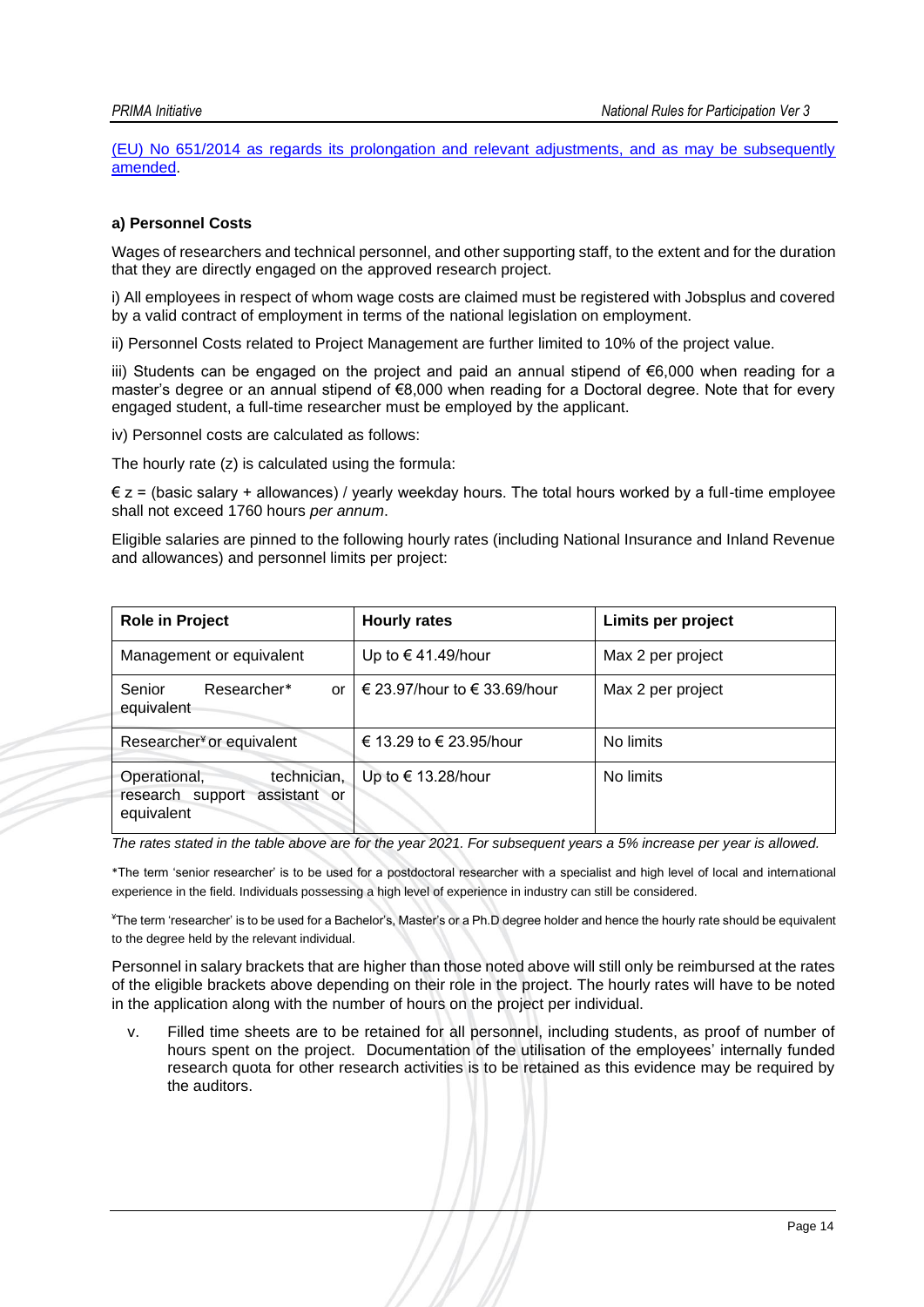[(EU) No 651/2014 as regards its prolongation and relevant adjustments, and as may be subsequently amended](#).

**a) Personnel Costs**

Wages of researchers and technical personnel, and other supporting staff, to the extent and for the duration that they are directly engaged on the approved research project.

i) All employees in respect of whom wage costs are claimed must be registered with Jobsplus and covered by a valid contract of employment in terms of the national legislation on employment.

ii) Personnel Costs related to Project Management are further limited to 10% of the project value.

iii) Students can be engaged on the project and paid an annual stipend of €6,000 when reading for a master's degree or an annual stipend of €8,000 when reading for a Doctoral degree. Note that for every engaged student, a full-time researcher must be employed by the applicant.

iv) Personnel costs are calculated as follows:

The hourly rate (z) is calculated using the formula:

€ z = (basic salary + allowances) / yearly weekday hours. The total hours worked by a full-time employee shall not exceed 1760 hours *per annum*.

Eligible salaries are pinned to the following hourly rates (including National Insurance and Inland Revenue and allowances) and personnel limits per project:

| **Role in Project** | **Hourly rates** | **Limits per project** |
|---|---|---|
| Management or equivalent | Up to € 41.49/hour | Max 2 per project |
| Senior Researcher* or equivalent | € 23.97/hour to € 33.69/hour | Max 2 per project |
| Researcher[¥] or equivalent | € 13.29 to € 23.95/hour | No limits |
| Operational, technician, research support assistant or equivalent | Up to € 13.28/hour | No limits |

*The rates stated in the table above are for the year 2021. For subsequent years a 5% increase per year is allowed.*

*The term 'senior researcher' is to be used for a postdoctoral researcher with a specialist and high level of local and international experience in the field. Individuals possessing a high level of experience in industry can still be considered.

[¥]The term 'researcher' is to be used for a Bachelor's, Master's or a Ph.D degree holder and hence the hourly rate should be equivalent to the degree held by the relevant individual.

Personnel in salary brackets that are higher than those noted above will still only be reimbursed at the rates of the eligible brackets above depending on their role in the project. The hourly rates will have to be noted in the application along with the number of hours on the project per individual.

v. Filled time sheets are to be retained for all personnel, including students, as proof of number of hours spent on the project. Documentation of the utilisation of the employees' internally funded research quota for other research activities is to be retained as this evidence may be required by the auditors.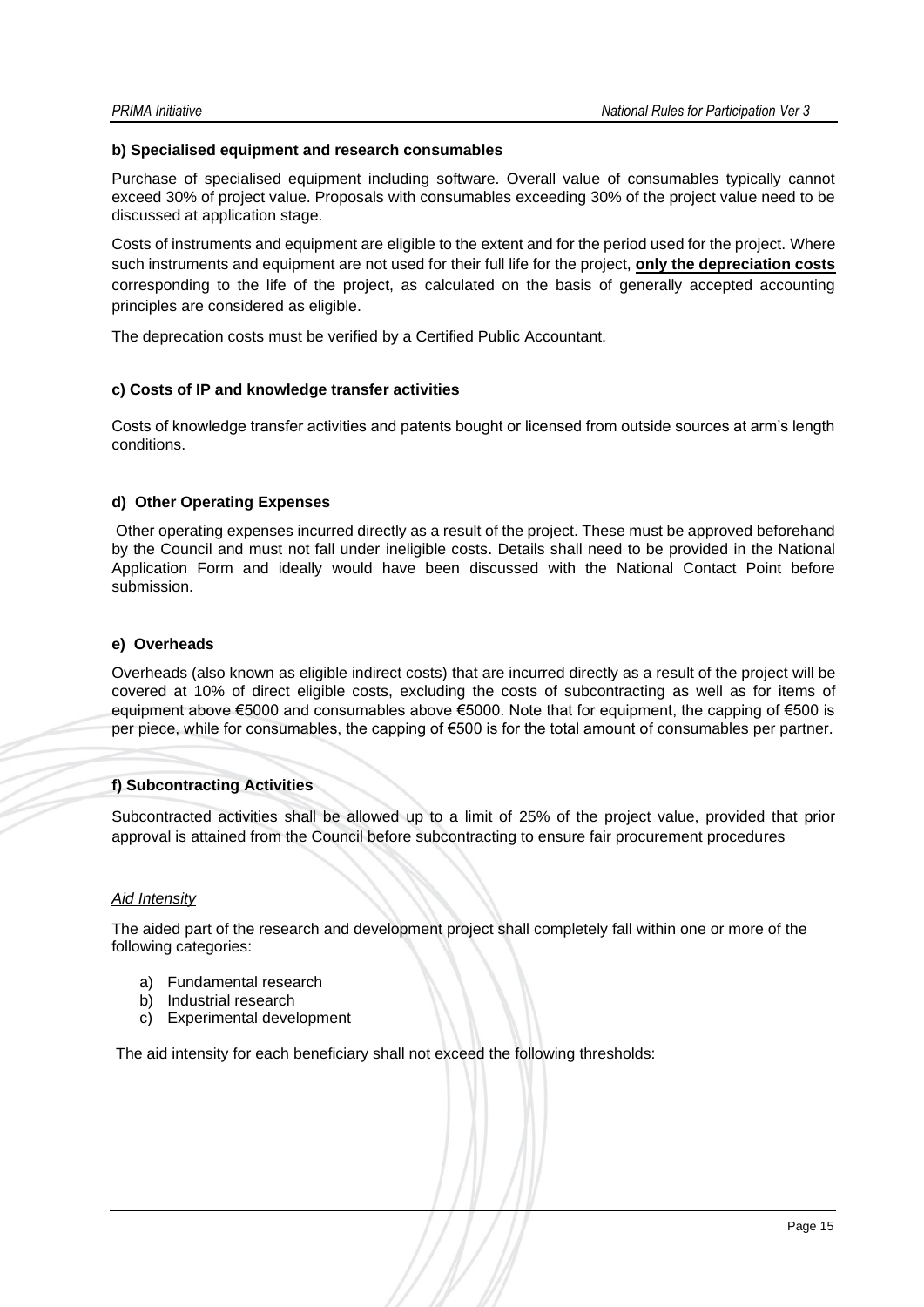**b) Specialised equipment and research consumables**

Purchase of specialised equipment including software. Overall value of consumables typically cannot exceed 30% of project value. Proposals with consumables exceeding 30% of the project value need to be discussed at application stage.

Costs of instruments and equipment are eligible to the extent and for the period used for the project. Where such instruments and equipment are not used for their full life for the project, **only the depreciation costs** corresponding to the life of the project, as calculated on the basis of generally accepted accounting principles are considered as eligible.

The deprecation costs must be verified by a Certified Public Accountant.

**c) Costs of IP and knowledge transfer activities**

Costs of knowledge transfer activities and patents bought or licensed from outside sources at arm's length conditions.

**d) Other Operating Expenses**

Other operating expenses incurred directly as a result of the project. These must be approved beforehand by the Council and must not fall under ineligible costs. Details shall need to be provided in the National Application Form and ideally would have been discussed with the National Contact Point before submission.

**e) Overheads**

Overheads (also known as eligible indirect costs) that are incurred directly as a result of the project will be covered at 10% of direct eligible costs, excluding the costs of subcontracting as well as for items of equipment above €5000 and consumables above €5000. Note that for equipment, the capping of €500 is per piece, while for consumables, the capping of €500 is for the total amount of consumables per partner.

**f) Subcontracting Activities**

Subcontracted activities shall be allowed up to a limit of 25% of the project value, provided that prior approval is attained from the Council before subcontracting to ensure fair procurement procedures

*Aid Intensity*

The aided part of the research and development project shall completely fall within one or more of the following categories:

a) Fundamental research
b) Industrial research
c) Experimental development

The aid intensity for each beneficiary shall not exceed the following thresholds: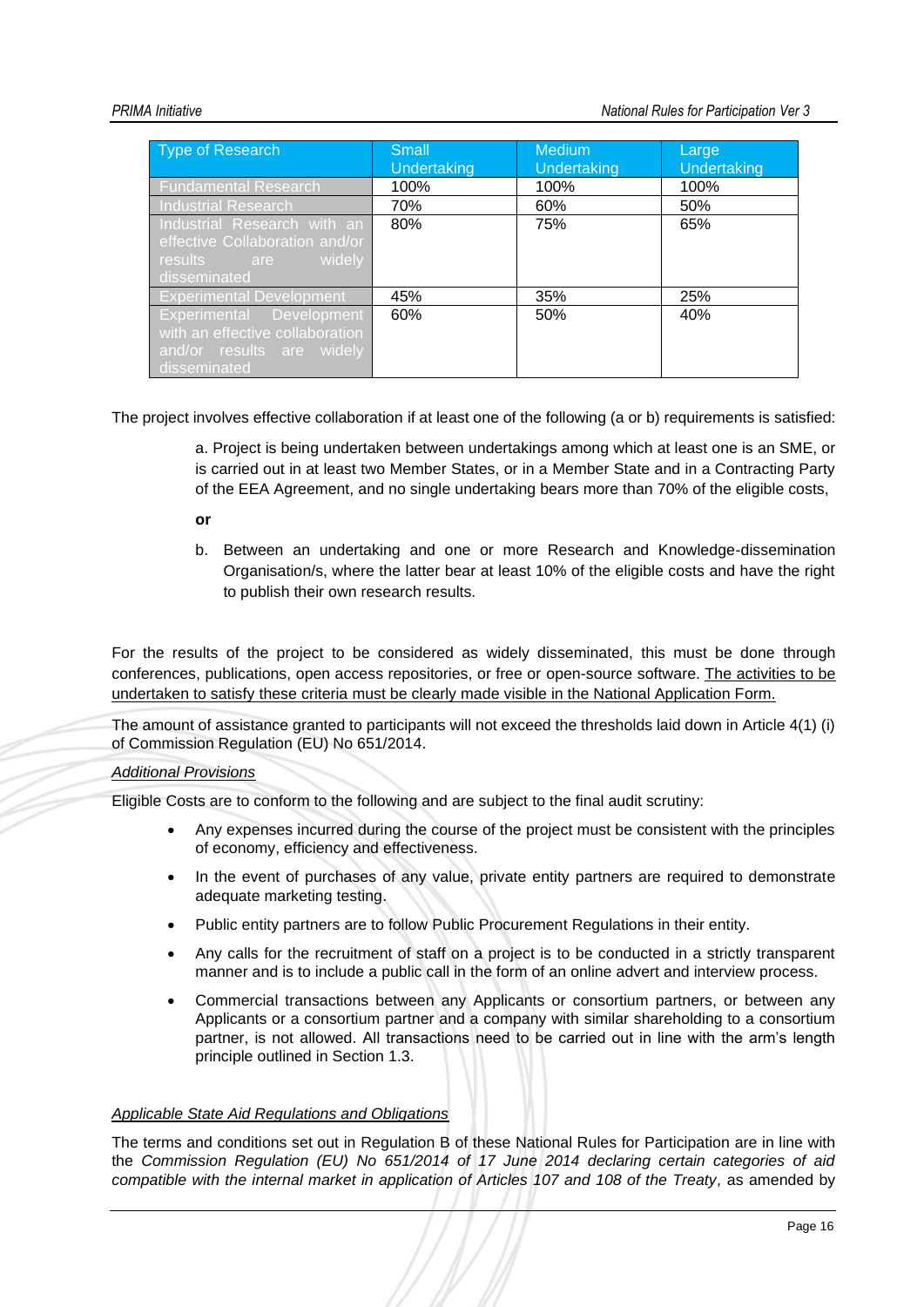| Type of Research | Small Undertaking | Medium Undertaking | Large Undertaking |
|---|---|---|---|
| Fundamental Research | 100% | 100% | 100% |
| Industrial Research | 70% | 60% | 50% |
| Industrial Research with an effective Collaboration and/or results are widely disseminated | 80% | 75% | 65% |
| Experimental Development | 45% | 35% | 25% |
| Experimental Development with an effective collaboration and/or results are widely disseminated | 60% | 50% | 40% |

The project involves effective collaboration if at least one of the following (a or b) requirements is satisfied:

> a. Project is being undertaken between undertakings among which at least one is an SME, or is carried out in at least two Member States, or in a Member State and in a Contracting Party of the EEA Agreement, and no single undertaking bears more than 70% of the eligible costs,
>
> **or**
>
> b. Between an undertaking and one or more Research and Knowledge-dissemination Organisation/s, where the latter bear at least 10% of the eligible costs and have the right to publish their own research results.

For the results of the project to be considered as widely disseminated, this must be done through conferences, publications, open access repositories, or free or open-source software. The activities to be undertaken to satisfy these criteria must be clearly made visible in the National Application Form.

The amount of assistance granted to participants will not exceed the thresholds laid down in Article 4(1) (i) of Commission Regulation (EU) No 651/2014.

*Additional Provisions*

Eligible Costs are to conform to the following and are subject to the final audit scrutiny:

- Any expenses incurred during the course of the project must be consistent with the principles of economy, efficiency and effectiveness.
- In the event of purchases of any value, private entity partners are required to demonstrate adequate marketing testing.
- Public entity partners are to follow Public Procurement Regulations in their entity.
- Any calls for the recruitment of staff on a project is to be conducted in a strictly transparent manner and is to include a public call in the form of an online advert and interview process.
- Commercial transactions between any Applicants or consortium partners, or between any Applicants or a consortium partner and a company with similar shareholding to a consortium partner, is not allowed. All transactions need to be carried out in line with the arm's length principle outlined in Section 1.3.

*Applicable State Aid Regulations and Obligations*

The terms and conditions set out in Regulation B of these National Rules for Participation are in line with the *Commission Regulation (EU) No 651/2014 of 17 June 2014 declaring certain categories of aid compatible with the internal market in application of Articles 107 and 108 of the Treaty,* as amended by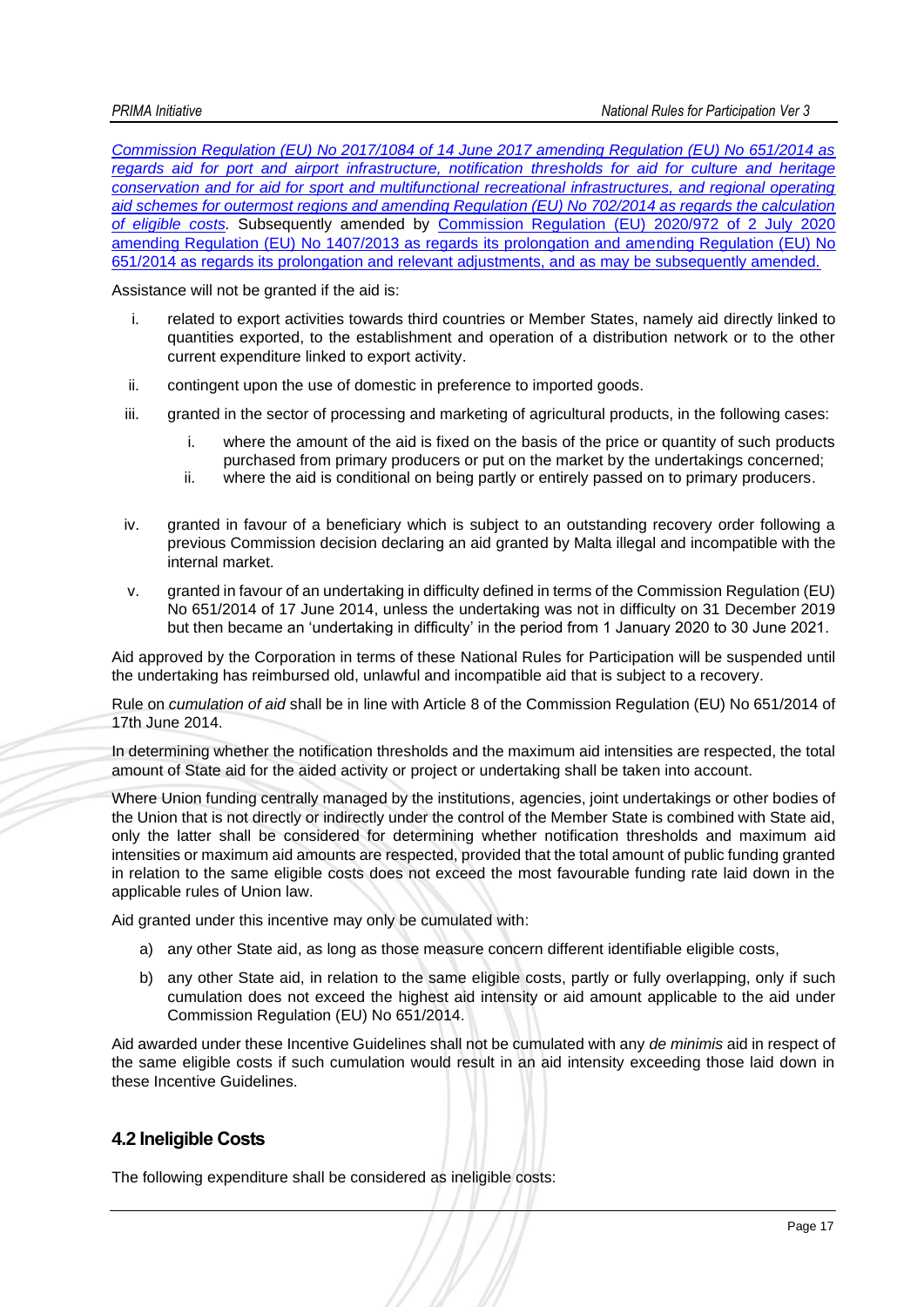[Commission Regulation (EU) No 2017/1084 of 14 June 2017 amending Regulation (EU) No 651/2014 as regards aid for port and airport infrastructure, notification thresholds for aid for culture and heritage conservation and for aid for sport and multifunctional recreational infrastructures, and regional operating aid schemes for outermost regions and amending Regulation (EU) No 702/2014 as regards the calculation of eligible costs.](#) Subsequently amended by [Commission Regulation (EU) 2020/972 of 2 July 2020 amending Regulation (EU) No 1407/2013 as regards its prolongation and amending Regulation (EU) No 651/2014 as regards its prolongation and relevant adjustments, and as may be subsequently amended.](#)

Assistance will not be granted if the aid is:

i. related to export activities towards third countries or Member States, namely aid directly linked to quantities exported, to the establishment and operation of a distribution network or to the other current expenditure linked to export activity.

ii. contingent upon the use of domestic in preference to imported goods.

iii. granted in the sector of processing and marketing of agricultural products, in the following cases:

   i. where the amount of the aid is fixed on the basis of the price or quantity of such products purchased from primary producers or put on the market by the undertakings concerned;

   ii. where the aid is conditional on being partly or entirely passed on to primary producers.

iv. granted in favour of a beneficiary which is subject to an outstanding recovery order following a previous Commission decision declaring an aid granted by Malta illegal and incompatible with the internal market.

v. granted in favour of an undertaking in difficulty defined in terms of the Commission Regulation (EU) No 651/2014 of 17 June 2014, unless the undertaking was not in difficulty on 31 December 2019 but then became an 'undertaking in difficulty' in the period from 1 January 2020 to 30 June 2021.

Aid approved by the Corporation in terms of these National Rules for Participation will be suspended until the undertaking has reimbursed old, unlawful and incompatible aid that is subject to a recovery.

Rule on *cumulation of aid* shall be in line with Article 8 of the Commission Regulation (EU) No 651/2014 of 17th June 2014.

In determining whether the notification thresholds and the maximum aid intensities are respected, the total amount of State aid for the aided activity or project or undertaking shall be taken into account.

Where Union funding centrally managed by the institutions, agencies, joint undertakings or other bodies of the Union that is not directly or indirectly under the control of the Member State is combined with State aid, only the latter shall be considered for determining whether notification thresholds and maximum aid intensities or maximum aid amounts are respected, provided that the total amount of public funding granted in relation to the same eligible costs does not exceed the most favourable funding rate laid down in the applicable rules of Union law.

Aid granted under this incentive may only be cumulated with:

a) any other State aid, as long as those measure concern different identifiable eligible costs,

b) any other State aid, in relation to the same eligible costs, partly or fully overlapping, only if such cumulation does not exceed the highest aid intensity or aid amount applicable to the aid under Commission Regulation (EU) No 651/2014.

Aid awarded under these Incentive Guidelines shall not be cumulated with any *de minimis* aid in respect of the same eligible costs if such cumulation would result in an aid intensity exceeding those laid down in these Incentive Guidelines.

## 4.2 Ineligible Costs

The following expenditure shall be considered as ineligible costs: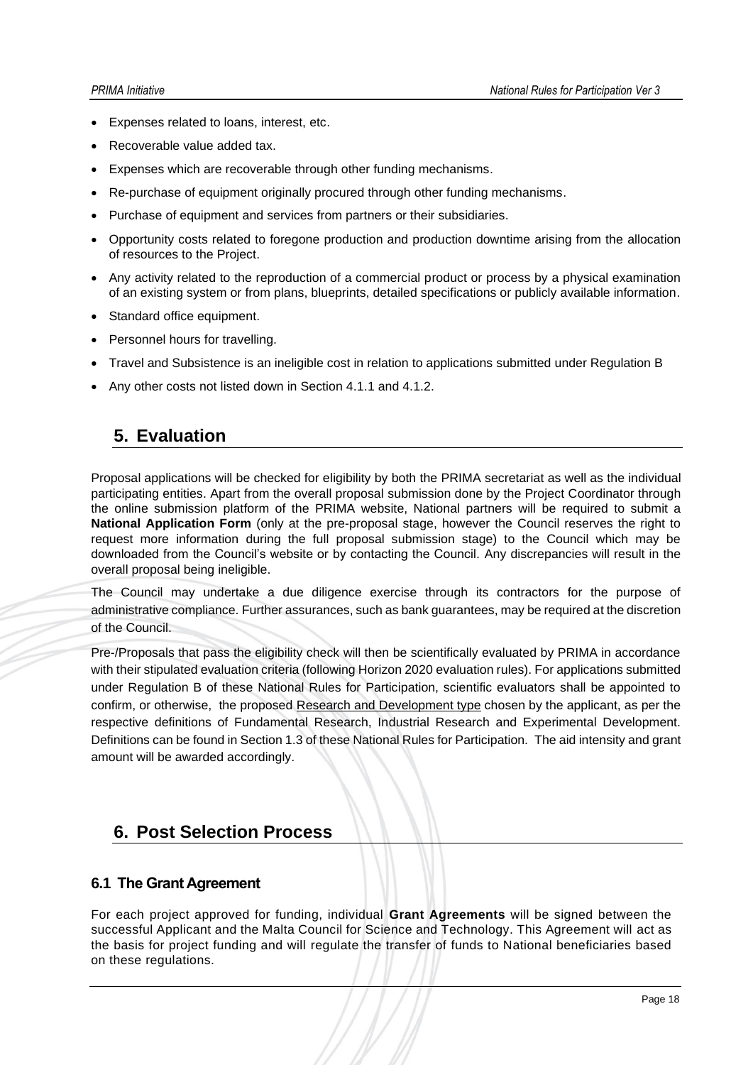- Expenses related to loans, interest, etc.
- Recoverable value added tax.
- Expenses which are recoverable through other funding mechanisms.
- Re-purchase of equipment originally procured through other funding mechanisms.
- Purchase of equipment and services from partners or their subsidiaries.
- Opportunity costs related to foregone production and production downtime arising from the allocation of resources to the Project.
- Any activity related to the reproduction of a commercial product or process by a physical examination of an existing system or from plans, blueprints, detailed specifications or publicly available information.
- Standard office equipment.
- Personnel hours for travelling.
- Travel and Subsistence is an ineligible cost in relation to applications submitted under Regulation B
- Any other costs not listed down in Section 4.1.1 and 4.1.2.

# 5. Evaluation

Proposal applications will be checked for eligibility by both the PRIMA secretariat as well as the individual participating entities. Apart from the overall proposal submission done by the Project Coordinator through the online submission platform of the PRIMA website, National partners will be required to submit a **National Application Form** (only at the pre-proposal stage, however the Council reserves the right to request more information during the full proposal submission stage) to the Council which may be downloaded from the Council's website or by contacting the Council. Any discrepancies will result in the overall proposal being ineligible.

The Council may undertake a due diligence exercise through its contractors for the purpose of administrative compliance. Further assurances, such as bank guarantees, may be required at the discretion of the Council.

Pre-/Proposals that pass the eligibility check will then be scientifically evaluated by PRIMA in accordance with their stipulated evaluation criteria (following Horizon 2020 evaluation rules). For applications submitted under Regulation B of these National Rules for Participation, scientific evaluators shall be appointed to confirm, or otherwise, the proposed Research and Development type chosen by the applicant, as per the respective definitions of Fundamental Research, Industrial Research and Experimental Development. Definitions can be found in Section 1.3 of these National Rules for Participation. The aid intensity and grant amount will be awarded accordingly.

# 6. Post Selection Process

## 6.1 The Grant Agreement

For each project approved for funding, individual **Grant Agreements** will be signed between the successful Applicant and the Malta Council for Science and Technology. This Agreement will act as the basis for project funding and will regulate the transfer of funds to National beneficiaries based on these regulations.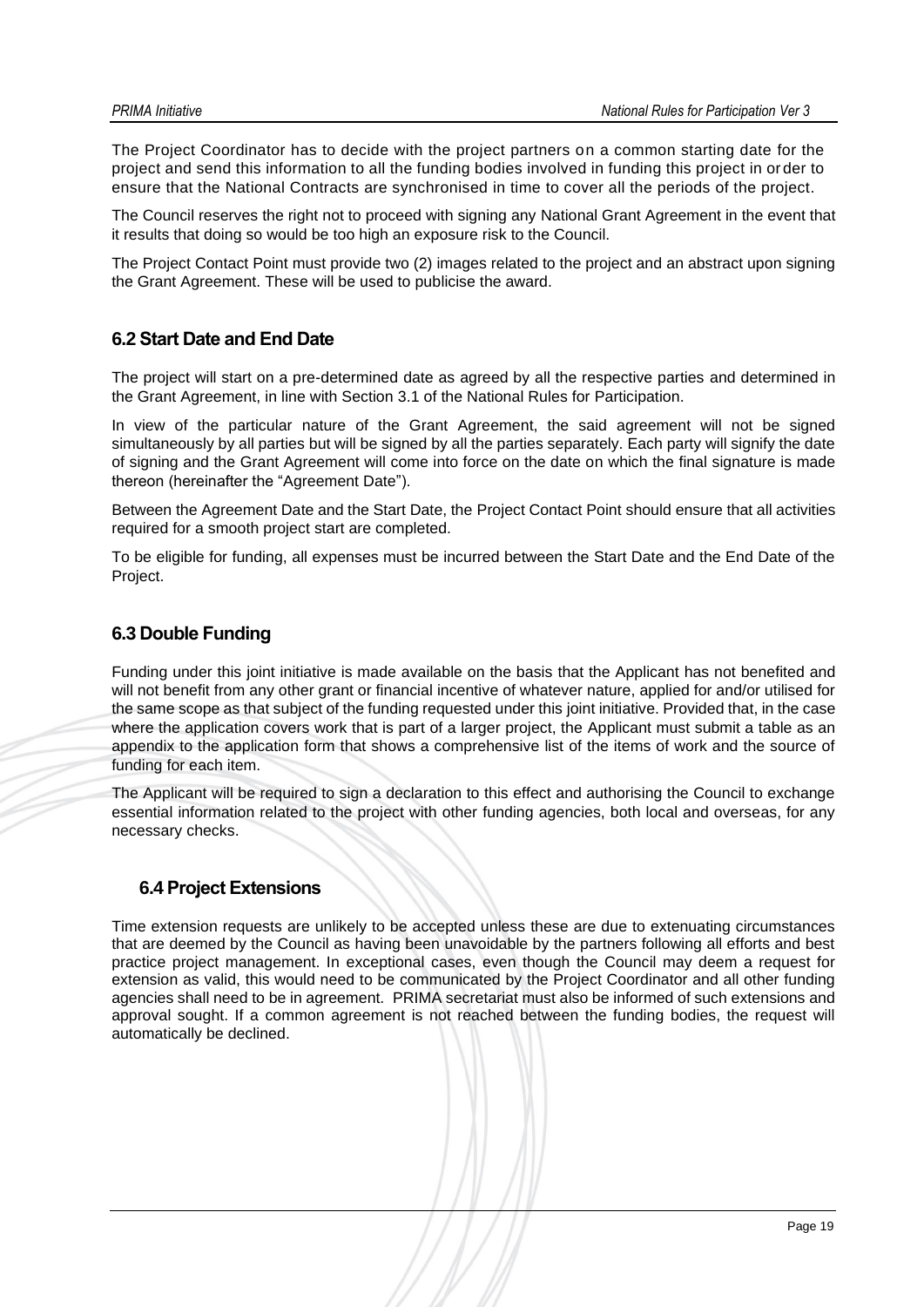The Project Coordinator has to decide with the project partners on a common starting date for the project and send this information to all the funding bodies involved in funding this project in order to ensure that the National Contracts are synchronised in time to cover all the periods of the project.

The Council reserves the right not to proceed with signing any National Grant Agreement in the event that it results that doing so would be too high an exposure risk to the Council.

The Project Contact Point must provide two (2) images related to the project and an abstract upon signing the Grant Agreement. These will be used to publicise the award.

## 6.2 Start Date and End Date

The project will start on a pre-determined date as agreed by all the respective parties and determined in the Grant Agreement, in line with Section 3.1 of the National Rules for Participation.

In view of the particular nature of the Grant Agreement, the said agreement will not be signed simultaneously by all parties but will be signed by all the parties separately. Each party will signify the date of signing and the Grant Agreement will come into force on the date on which the final signature is made thereon (hereinafter the "Agreement Date").

Between the Agreement Date and the Start Date, the Project Contact Point should ensure that all activities required for a smooth project start are completed.

To be eligible for funding, all expenses must be incurred between the Start Date and the End Date of the Project.

## 6.3 Double Funding

Funding under this joint initiative is made available on the basis that the Applicant has not benefited and will not benefit from any other grant or financial incentive of whatever nature, applied for and/or utilised for the same scope as that subject of the funding requested under this joint initiative. Provided that, in the case where the application covers work that is part of a larger project, the Applicant must submit a table as an appendix to the application form that shows a comprehensive list of the items of work and the source of funding for each item.

The Applicant will be required to sign a declaration to this effect and authorising the Council to exchange essential information related to the project with other funding agencies, both local and overseas, for any necessary checks.

## 6.4 Project Extensions

Time extension requests are unlikely to be accepted unless these are due to extenuating circumstances that are deemed by the Council as having been unavoidable by the partners following all efforts and best practice project management. In exceptional cases, even though the Council may deem a request for extension as valid, this would need to be communicated by the Project Coordinator and all other funding agencies shall need to be in agreement. PRIMA secretariat must also be informed of such extensions and approval sought. If a common agreement is not reached between the funding bodies, the request will automatically be declined.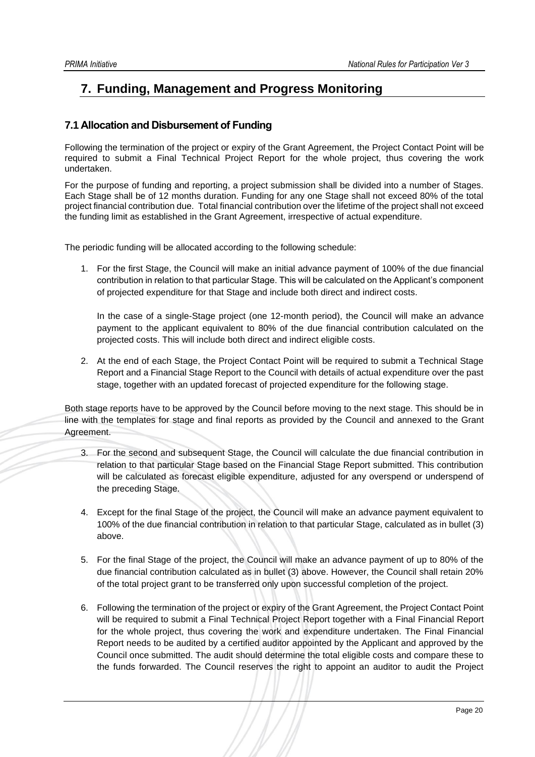# 7. Funding, Management and Progress Monitoring

## 7.1 Allocation and Disbursement of Funding

Following the termination of the project or expiry of the Grant Agreement, the Project Contact Point will be required to submit a Final Technical Project Report for the whole project, thus covering the work undertaken.

For the purpose of funding and reporting, a project submission shall be divided into a number of Stages. Each Stage shall be of 12 months duration. Funding for any one Stage shall not exceed 80% of the total project financial contribution due. Total financial contribution over the lifetime of the project shall not exceed the funding limit as established in the Grant Agreement, irrespective of actual expenditure.

The periodic funding will be allocated according to the following schedule:

1. For the first Stage, the Council will make an initial advance payment of 100% of the due financial contribution in relation to that particular Stage. This will be calculated on the Applicant's component of projected expenditure for that Stage and include both direct and indirect costs.

   In the case of a single-Stage project (one 12-month period), the Council will make an advance payment to the applicant equivalent to 80% of the due financial contribution calculated on the projected costs. This will include both direct and indirect eligible costs.

2. At the end of each Stage, the Project Contact Point will be required to submit a Technical Stage Report and a Financial Stage Report to the Council with details of actual expenditure over the past stage, together with an updated forecast of projected expenditure for the following stage.

Both stage reports have to be approved by the Council before moving to the next stage. This should be in line with the templates for stage and final reports as provided by the Council and annexed to the Grant Agreement.

3. For the second and subsequent Stage, the Council will calculate the due financial contribution in relation to that particular Stage based on the Financial Stage Report submitted. This contribution will be calculated as forecast eligible expenditure, adjusted for any overspend or underspend of the preceding Stage.

4. Except for the final Stage of the project, the Council will make an advance payment equivalent to 100% of the due financial contribution in relation to that particular Stage, calculated as in bullet (3) above.

5. For the final Stage of the project, the Council will make an advance payment of up to 80% of the due financial contribution calculated as in bullet (3) above. However, the Council shall retain 20% of the total project grant to be transferred only upon successful completion of the project.

6. Following the termination of the project or expiry of the Grant Agreement, the Project Contact Point will be required to submit a Final Technical Project Report together with a Final Financial Report for the whole project, thus covering the work and expenditure undertaken. The Final Financial Report needs to be audited by a certified auditor appointed by the Applicant and approved by the Council once submitted. The audit should determine the total eligible costs and compare these to the funds forwarded. The Council reserves the right to appoint an auditor to audit the Project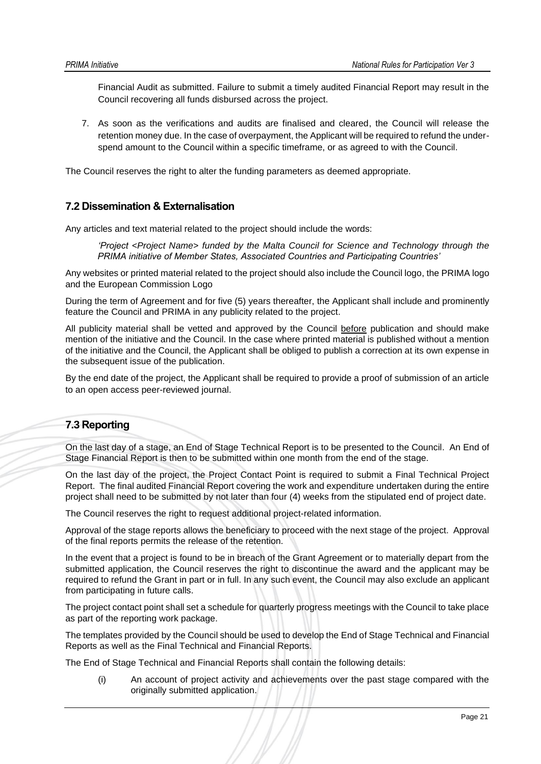Financial Audit as submitted. Failure to submit a timely audited Financial Report may result in the Council recovering all funds disbursed across the project.

7. As soon as the verifications and audits are finalised and cleared, the Council will release the retention money due. In the case of overpayment, the Applicant will be required to refund the under-spend amount to the Council within a specific timeframe, or as agreed to with the Council.

The Council reserves the right to alter the funding parameters as deemed appropriate.

## 7.2 Dissemination & Externalisation

Any articles and text material related to the project should include the words:

> *'Project <Project Name> funded by the Malta Council for Science and Technology through the PRIMA initiative of Member States, Associated Countries and Participating Countries'*

Any websites or printed material related to the project should also include the Council logo, the PRIMA logo and the European Commission Logo

During the term of Agreement and for five (5) years thereafter, the Applicant shall include and prominently feature the Council and PRIMA in any publicity related to the project.

All publicity material shall be vetted and approved by the Council <u>before</u> publication and should make mention of the initiative and the Council. In the case where printed material is published without a mention of the initiative and the Council, the Applicant shall be obliged to publish a correction at its own expense in the subsequent issue of the publication.

By the end date of the project, the Applicant shall be required to provide a proof of submission of an article to an open access peer-reviewed journal.

## 7.3 Reporting

On the last day of a stage, an End of Stage Technical Report is to be presented to the Council. An End of Stage Financial Report is then to be submitted within one month from the end of the stage.

On the last day of the project, the Project Contact Point is required to submit a Final Technical Project Report. The final audited Financial Report covering the work and expenditure undertaken during the entire project shall need to be submitted by not later than four (4) weeks from the stipulated end of project date.

The Council reserves the right to request additional project-related information.

Approval of the stage reports allows the beneficiary to proceed with the next stage of the project. Approval of the final reports permits the release of the retention.

In the event that a project is found to be in breach of the Grant Agreement or to materially depart from the submitted application, the Council reserves the right to discontinue the award and the applicant may be required to refund the Grant in part or in full. In any such event, the Council may also exclude an applicant from participating in future calls.

The project contact point shall set a schedule for quarterly progress meetings with the Council to take place as part of the reporting work package.

The templates provided by the Council should be used to develop the End of Stage Technical and Financial Reports as well as the Final Technical and Financial Reports.

The End of Stage Technical and Financial Reports shall contain the following details:

(i) An account of project activity and achievements over the past stage compared with the originally submitted application.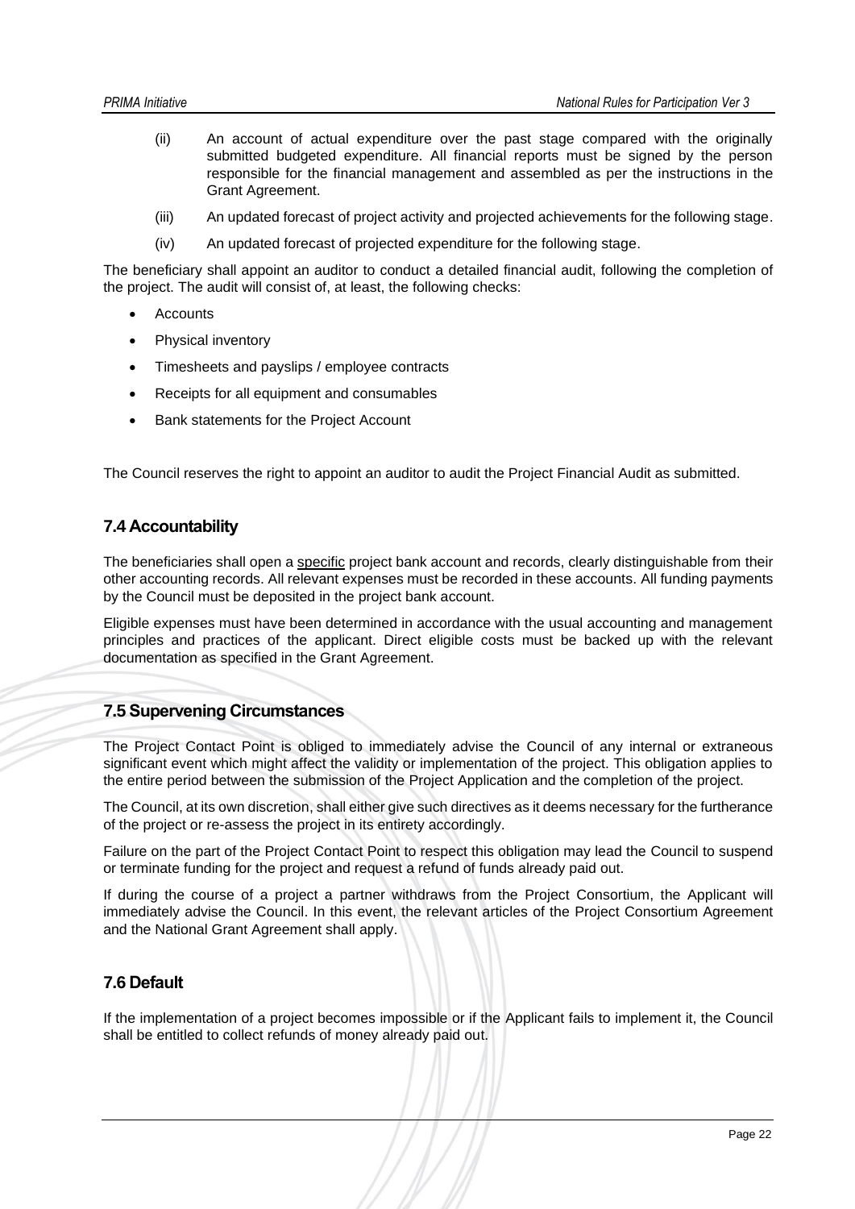(ii) An account of actual expenditure over the past stage compared with the originally submitted budgeted expenditure. All financial reports must be signed by the person responsible for the financial management and assembled as per the instructions in the Grant Agreement.

(iii) An updated forecast of project activity and projected achievements for the following stage.

(iv) An updated forecast of projected expenditure for the following stage.

The beneficiary shall appoint an auditor to conduct a detailed financial audit, following the completion of the project. The audit will consist of, at least, the following checks:

- Accounts
- Physical inventory
- Timesheets and payslips / employee contracts
- Receipts for all equipment and consumables
- Bank statements for the Project Account

The Council reserves the right to appoint an auditor to audit the Project Financial Audit as submitted.

## 7.4 Accountability

The beneficiaries shall open a specific project bank account and records, clearly distinguishable from their other accounting records. All relevant expenses must be recorded in these accounts. All funding payments by the Council must be deposited in the project bank account.

Eligible expenses must have been determined in accordance with the usual accounting and management principles and practices of the applicant. Direct eligible costs must be backed up with the relevant documentation as specified in the Grant Agreement.

## 7.5 Supervening Circumstances

The Project Contact Point is obliged to immediately advise the Council of any internal or extraneous significant event which might affect the validity or implementation of the project. This obligation applies to the entire period between the submission of the Project Application and the completion of the project.

The Council, at its own discretion, shall either give such directives as it deems necessary for the furtherance of the project or re-assess the project in its entirety accordingly.

Failure on the part of the Project Contact Point to respect this obligation may lead the Council to suspend or terminate funding for the project and request a refund of funds already paid out.

If during the course of a project a partner withdraws from the Project Consortium, the Applicant will immediately advise the Council. In this event, the relevant articles of the Project Consortium Agreement and the National Grant Agreement shall apply.

## 7.6 Default

If the implementation of a project becomes impossible or if the Applicant fails to implement it, the Council shall be entitled to collect refunds of money already paid out.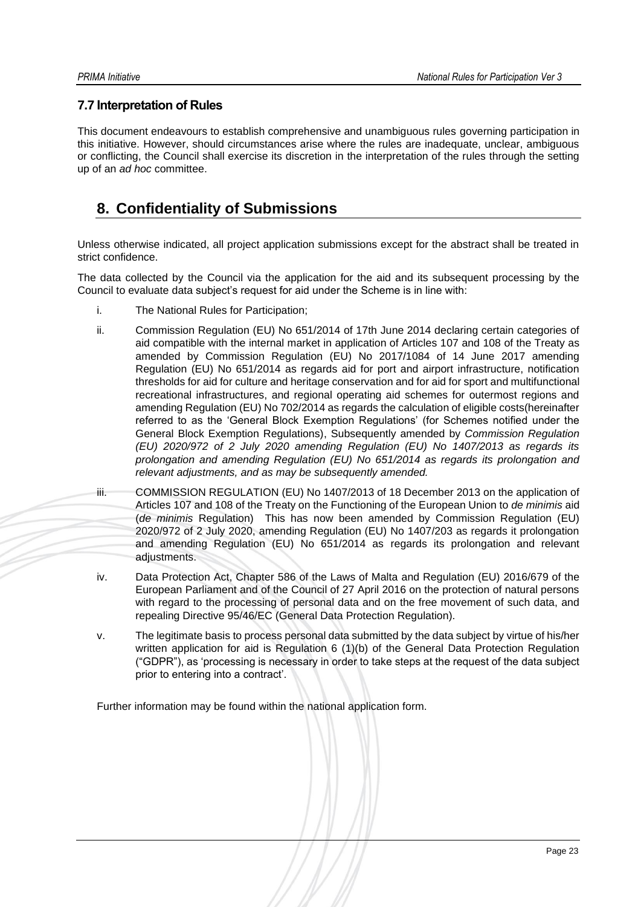### 7.7 Interpretation of Rules

This document endeavours to establish comprehensive and unambiguous rules governing participation in this initiative. However, should circumstances arise where the rules are inadequate, unclear, ambiguous or conflicting, the Council shall exercise its discretion in the interpretation of the rules through the setting up of an *ad hoc* committee.

## 8. Confidentiality of Submissions

Unless otherwise indicated, all project application submissions except for the abstract shall be treated in strict confidence.

The data collected by the Council via the application for the aid and its subsequent processing by the Council to evaluate data subject's request for aid under the Scheme is in line with:

i. The National Rules for Participation;

ii. Commission Regulation (EU) No 651/2014 of 17th June 2014 declaring certain categories of aid compatible with the internal market in application of Articles 107 and 108 of the Treaty as amended by Commission Regulation (EU) No 2017/1084 of 14 June 2017 amending Regulation (EU) No 651/2014 as regards aid for port and airport infrastructure, notification thresholds for aid for culture and heritage conservation and for aid for sport and multifunctional recreational infrastructures, and regional operating aid schemes for outermost regions and amending Regulation (EU) No 702/2014 as regards the calculation of eligible costs(hereinafter referred to as the 'General Block Exemption Regulations' (for Schemes notified under the General Block Exemption Regulations), Subsequently amended by *Commission Regulation (EU) 2020/972 of 2 July 2020 amending Regulation (EU) No 1407/2013 as regards its prolongation and amending Regulation (EU) No 651/2014 as regards its prolongation and relevant adjustments, and as may be subsequently amended.*

iii. COMMISSION REGULATION (EU) No 1407/2013 of 18 December 2013 on the application of Articles 107 and 108 of the Treaty on the Functioning of the European Union to *de minimis* aid (*de minimis* Regulation) This has now been amended by Commission Regulation (EU) 2020/972 of 2 July 2020, amending Regulation (EU) No 1407/203 as regards it prolongation and amending Regulation (EU) No 651/2014 as regards its prolongation and relevant adjustments.

iv. Data Protection Act, Chapter 586 of the Laws of Malta and Regulation (EU) 2016/679 of the European Parliament and of the Council of 27 April 2016 on the protection of natural persons with regard to the processing of personal data and on the free movement of such data, and repealing Directive 95/46/EC (General Data Protection Regulation).

v. The legitimate basis to process personal data submitted by the data subject by virtue of his/her written application for aid is Regulation 6 (1)(b) of the General Data Protection Regulation ("GDPR"), as 'processing is necessary in order to take steps at the request of the data subject prior to entering into a contract'.

Further information may be found within the national application form.